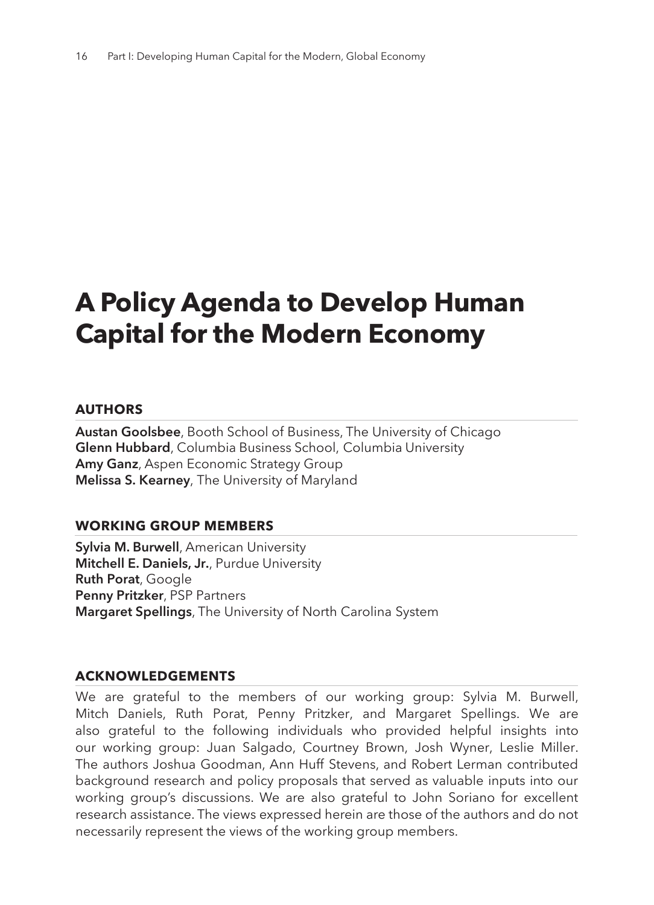# A Policy Agenda to Develop Human Capital for the Modern Economy

## AUTHORS

**Austan Goolsbee**, Booth School of Business, The University of Chicago
**Glenn Hubbard**, Columbia Business School, Columbia University
**Amy Ganz**, Aspen Economic Strategy Group
**Melissa S. Kearney**, The University of Maryland

## WORKING GROUP MEMBERS

**Sylvia M. Burwell**, American University
**Mitchell E. Daniels, Jr.**, Purdue University
**Ruth Porat**, Google
**Penny Pritzker**, PSP Partners
**Margaret Spellings**, The University of North Carolina System

## ACKNOWLEDGEMENTS

We are grateful to the members of our working group: Sylvia M. Burwell, Mitch Daniels, Ruth Porat, Penny Pritzker, and Margaret Spellings. We are also grateful to the following individuals who provided helpful insights into our working group: Juan Salgado, Courtney Brown, Josh Wyner, Leslie Miller. The authors Joshua Goodman, Ann Huff Stevens, and Robert Lerman contributed background research and policy proposals that served as valuable inputs into our working group's discussions. We are also grateful to John Soriano for excellent research assistance. The views expressed herein are those of the authors and do not necessarily represent the views of the working group members.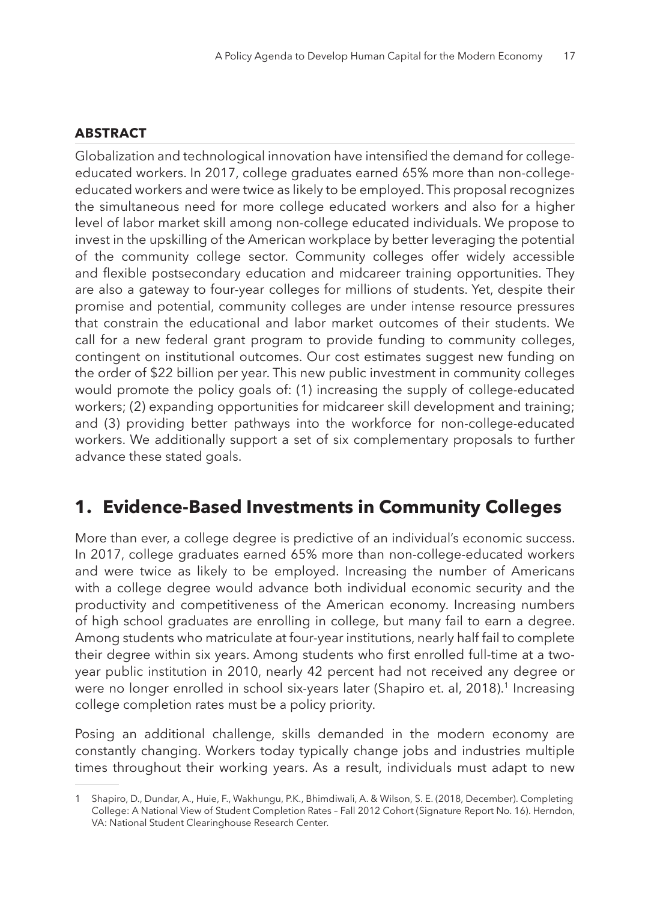### ABSTRACT

Globalization and technological innovation have intensified the demand for college-educated workers. In 2017, college graduates earned 65% more than non-college-educated workers and were twice as likely to be employed. This proposal recognizes the simultaneous need for more college educated workers and also for a higher level of labor market skill among non-college educated individuals. We propose to invest in the upskilling of the American workplace by better leveraging the potential of the community college sector. Community colleges offer widely accessible and flexible postsecondary education and midcareer training opportunities. They are also a gateway to four-year colleges for millions of students. Yet, despite their promise and potential, community colleges are under intense resource pressures that constrain the educational and labor market outcomes of their students. We call for a new federal grant program to provide funding to community colleges, contingent on institutional outcomes. Our cost estimates suggest new funding on the order of $22 billion per year. This new public investment in community colleges would promote the policy goals of: (1) increasing the supply of college-educated workers; (2) expanding opportunities for midcareer skill development and training; and (3) providing better pathways into the workforce for non-college-educated workers. We additionally support a set of six complementary proposals to further advance these stated goals.

## 1. Evidence-Based Investments in Community Colleges

More than ever, a college degree is predictive of an individual's economic success. In 2017, college graduates earned 65% more than non-college-educated workers and were twice as likely to be employed. Increasing the number of Americans with a college degree would advance both individual economic security and the productivity and competitiveness of the American economy. Increasing numbers of high school graduates are enrolling in college, but many fail to earn a degree. Among students who matriculate at four-year institutions, nearly half fail to complete their degree within six years. Among students who first enrolled full-time at a two-year public institution in 2010, nearly 42 percent had not received any degree or were no longer enrolled in school six-years later (Shapiro et. al, 2018).[1] Increasing college completion rates must be a policy priority.

Posing an additional challenge, skills demanded in the modern economy are constantly changing. Workers today typically change jobs and industries multiple times throughout their working years. As a result, individuals must adapt to new

---

1 Shapiro, D., Dundar, A., Huie, F., Wakhungu, P.K., Bhimdiwali, A. & Wilson, S. E. (2018, December). Completing College: A National View of Student Completion Rates – Fall 2012 Cohort (Signature Report No. 16). Herndon, VA: National Student Clearinghouse Research Center.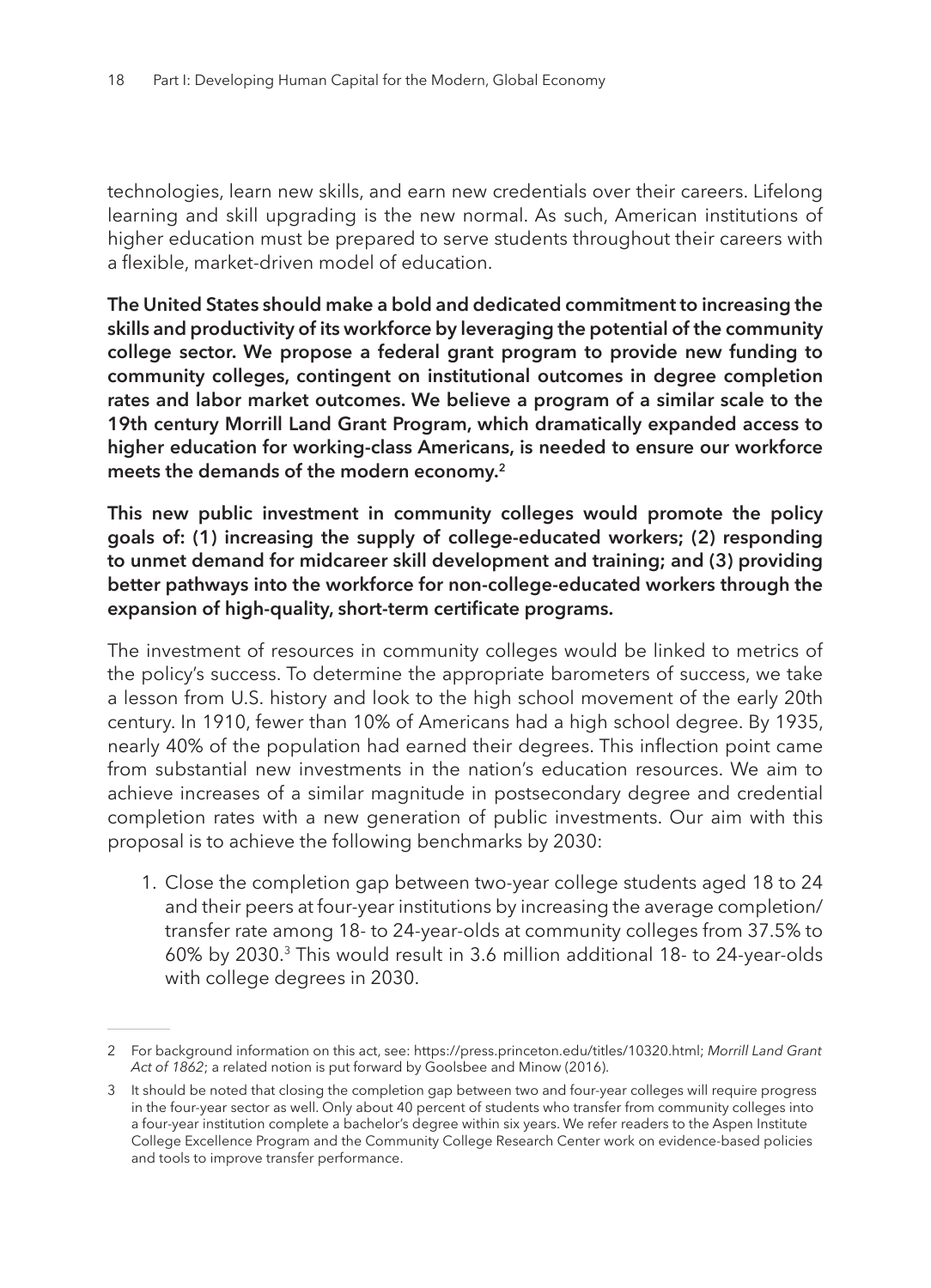technologies, learn new skills, and earn new credentials over their careers. Lifelong learning and skill upgrading is the new normal. As such, American institutions of higher education must be prepared to serve students throughout their careers with a flexible, market-driven model of education.

**The United States should make a bold and dedicated commitment to increasing the skills and productivity of its workforce by leveraging the potential of the community college sector. We propose a federal grant program to provide new funding to community colleges, contingent on institutional outcomes in degree completion rates and labor market outcomes. We believe a program of a similar scale to the 19th century Morrill Land Grant Program, which dramatically expanded access to higher education for working-class Americans, is needed to ensure our workforce meets the demands of the modern economy.[2]**

**This new public investment in community colleges would promote the policy goals of: (1) increasing the supply of college-educated workers; (2) responding to unmet demand for midcareer skill development and training; and (3) providing better pathways into the workforce for non-college-educated workers through the expansion of high-quality, short-term certificate programs.**

The investment of resources in community colleges would be linked to metrics of the policy's success. To determine the appropriate barometers of success, we take a lesson from U.S. history and look to the high school movement of the early 20th century. In 1910, fewer than 10% of Americans had a high school degree. By 1935, nearly 40% of the population had earned their degrees. This inflection point came from substantial new investments in the nation's education resources. We aim to achieve increases of a similar magnitude in postsecondary degree and credential completion rates with a new generation of public investments. Our aim with this proposal is to achieve the following benchmarks by 2030:

1. Close the completion gap between two-year college students aged 18 to 24 and their peers at four-year institutions by increasing the average completion/transfer rate among 18- to 24-year-olds at community colleges from 37.5% to 60% by 2030.[3] This would result in 3.6 million additional 18- to 24-year-olds with college degrees in 2030.

---

2 For background information on this act, see: https://press.princeton.edu/titles/10320.html; *Morrill Land Grant Act of 1862*; a related notion is put forward by Goolsbee and Minow (2016).

3 It should be noted that closing the completion gap between two and four-year colleges will require progress in the four-year sector as well. Only about 40 percent of students who transfer from community colleges into a four-year institution complete a bachelor's degree within six years. We refer readers to the Aspen Institute College Excellence Program and the Community College Research Center work on evidence-based policies and tools to improve transfer performance.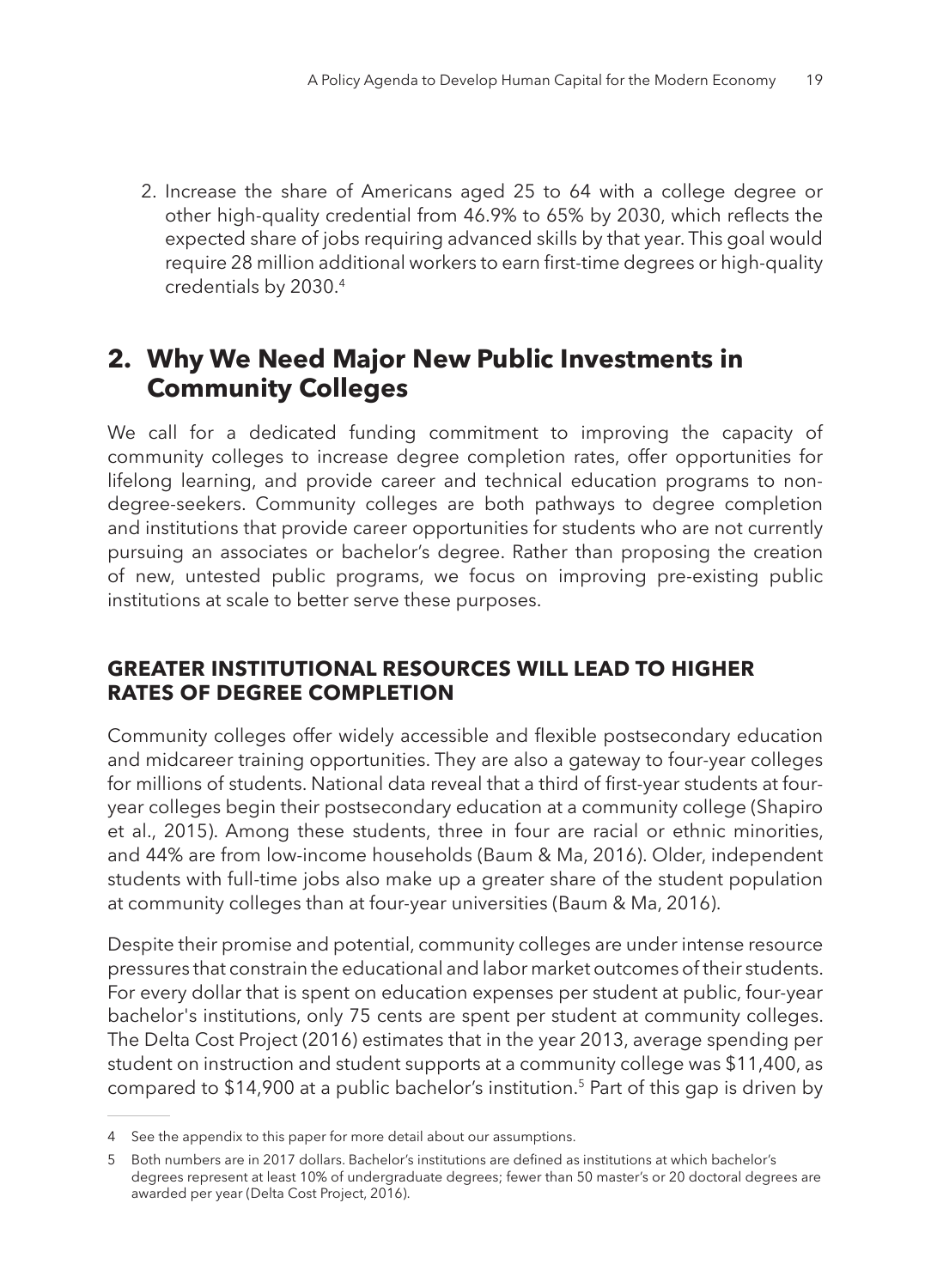2. Increase the share of Americans aged 25 to 64 with a college degree or other high-quality credential from 46.9% to 65% by 2030, which reflects the expected share of jobs requiring advanced skills by that year. This goal would require 28 million additional workers to earn first-time degrees or high-quality credentials by 2030.[4]

## 2. Why We Need Major New Public Investments in Community Colleges

We call for a dedicated funding commitment to improving the capacity of community colleges to increase degree completion rates, offer opportunities for lifelong learning, and provide career and technical education programs to non-degree-seekers. Community colleges are both pathways to degree completion and institutions that provide career opportunities for students who are not currently pursuing an associates or bachelor's degree. Rather than proposing the creation of new, untested public programs, we focus on improving pre-existing public institutions at scale to better serve these purposes.

### GREATER INSTITUTIONAL RESOURCES WILL LEAD TO HIGHER RATES OF DEGREE COMPLETION

Community colleges offer widely accessible and flexible postsecondary education and midcareer training opportunities. They are also a gateway to four-year colleges for millions of students. National data reveal that a third of first-year students at four-year colleges begin their postsecondary education at a community college (Shapiro et al., 2015). Among these students, three in four are racial or ethnic minorities, and 44% are from low-income households (Baum & Ma, 2016). Older, independent students with full-time jobs also make up a greater share of the student population at community colleges than at four-year universities (Baum & Ma, 2016).

Despite their promise and potential, community colleges are under intense resource pressures that constrain the educational and labor market outcomes of their students. For every dollar that is spent on education expenses per student at public, four-year bachelor's institutions, only 75 cents are spent per student at community colleges. The Delta Cost Project (2016) estimates that in the year 2013, average spending per student on instruction and student supports at a community college was $11,400, as compared to $14,900 at a public bachelor's institution.[5] Part of this gap is driven by

---

4 See the appendix to this paper for more detail about our assumptions.

5 Both numbers are in 2017 dollars. Bachelor's institutions are defined as institutions at which bachelor's degrees represent at least 10% of undergraduate degrees; fewer than 50 master's or 20 doctoral degrees are awarded per year (Delta Cost Project, 2016).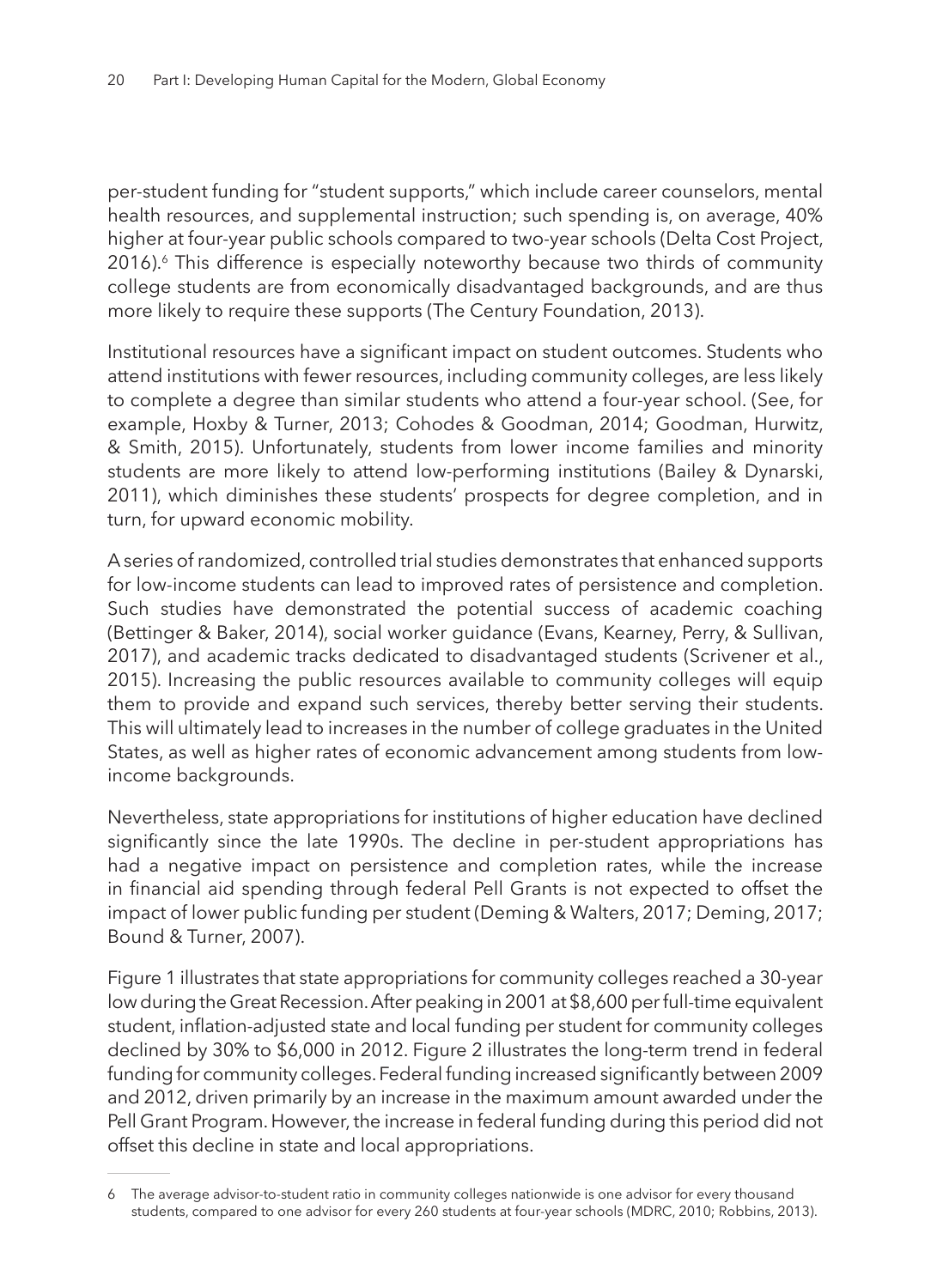per-student funding for "student supports," which include career counselors, mental health resources, and supplemental instruction; such spending is, on average, 40% higher at four-year public schools compared to two-year schools (Delta Cost Project, 2016).[6] This difference is especially noteworthy because two thirds of community college students are from economically disadvantaged backgrounds, and are thus more likely to require these supports (The Century Foundation, 2013).

Institutional resources have a significant impact on student outcomes. Students who attend institutions with fewer resources, including community colleges, are less likely to complete a degree than similar students who attend a four-year school. (See, for example, Hoxby & Turner, 2013; Cohodes & Goodman, 2014; Goodman, Hurwitz, & Smith, 2015). Unfortunately, students from lower income families and minority students are more likely to attend low-performing institutions (Bailey & Dynarski, 2011), which diminishes these students' prospects for degree completion, and in turn, for upward economic mobility.

A series of randomized, controlled trial studies demonstrates that enhanced supports for low-income students can lead to improved rates of persistence and completion. Such studies have demonstrated the potential success of academic coaching (Bettinger & Baker, 2014), social worker guidance (Evans, Kearney, Perry, & Sullivan, 2017), and academic tracks dedicated to disadvantaged students (Scrivener et al., 2015). Increasing the public resources available to community colleges will equip them to provide and expand such services, thereby better serving their students. This will ultimately lead to increases in the number of college graduates in the United States, as well as higher rates of economic advancement among students from low-income backgrounds.

Nevertheless, state appropriations for institutions of higher education have declined significantly since the late 1990s. The decline in per-student appropriations has had a negative impact on persistence and completion rates, while the increase in financial aid spending through federal Pell Grants is not expected to offset the impact of lower public funding per student (Deming & Walters, 2017; Deming, 2017; Bound & Turner, 2007).

Figure 1 illustrates that state appropriations for community colleges reached a 30-year low during the Great Recession. After peaking in 2001 at $8,600 per full-time equivalent student, inflation-adjusted state and local funding per student for community colleges declined by 30% to $6,000 in 2012. Figure 2 illustrates the long-term trend in federal funding for community colleges. Federal funding increased significantly between 2009 and 2012, driven primarily by an increase in the maximum amount awarded under the Pell Grant Program. However, the increase in federal funding during this period did not offset this decline in state and local appropriations.

---

[6] The average advisor-to-student ratio in community colleges nationwide is one advisor for every thousand students, compared to one advisor for every 260 students at four-year schools (MDRC, 2010; Robbins, 2013).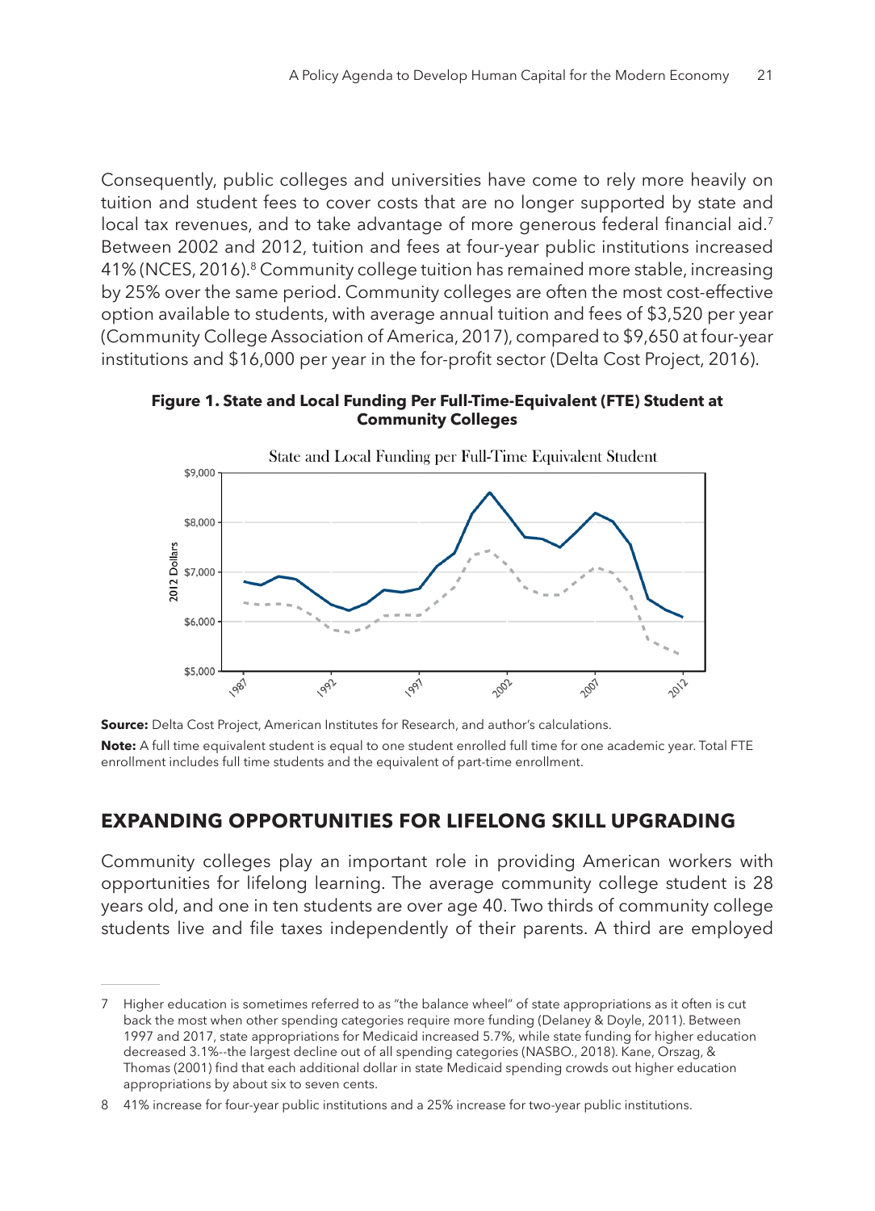Consequently, public colleges and universities have come to rely more heavily on tuition and student fees to cover costs that are no longer supported by state and local tax revenues, and to take advantage of more generous federal financial aid.[7] Between 2002 and 2012, tuition and fees at four-year public institutions increased 41% (NCES, 2016).[8] Community college tuition has remained more stable, increasing by 25% over the same period. Community colleges are often the most cost-effective option available to students, with average annual tuition and fees of $3,520 per year (Community College Association of America, 2017), compared to $9,650 at four-year institutions and $16,000 per year in the for-profit sector (Delta Cost Project, 2016).

**Figure 1. State and Local Funding Per Full-Time-Equivalent (FTE) Student at Community Colleges**

**Source:** Delta Cost Project, American Institutes for Research, and author's calculations.

**Note:** A full time equivalent student is equal to one student enrolled full time for one academic year. Total FTE enrollment includes full time students and the equivalent of part-time enrollment.

## EXPANDING OPPORTUNITIES FOR LIFELONG SKILL UPGRADING

Community colleges play an important role in providing American workers with opportunities for lifelong learning. The average community college student is 28 years old, and one in ten students are over age 40. Two thirds of community college students live and file taxes independently of their parents. A third are employed

---

7 Higher education is sometimes referred to as "the balance wheel" of state appropriations as it often is cut back the most when other spending categories require more funding (Delaney & Doyle, 2011). Between 1997 and 2017, state appropriations for Medicaid increased 5.7%, while state funding for higher education decreased 3.1%--the largest decline out of all spending categories (NASBO., 2018). Kane, Orszag, & Thomas (2001) find that each additional dollar in state Medicaid spending crowds out higher education appropriations by about six to seven cents.

8 41% increase for four-year public institutions and a 25% increase for two-year public institutions.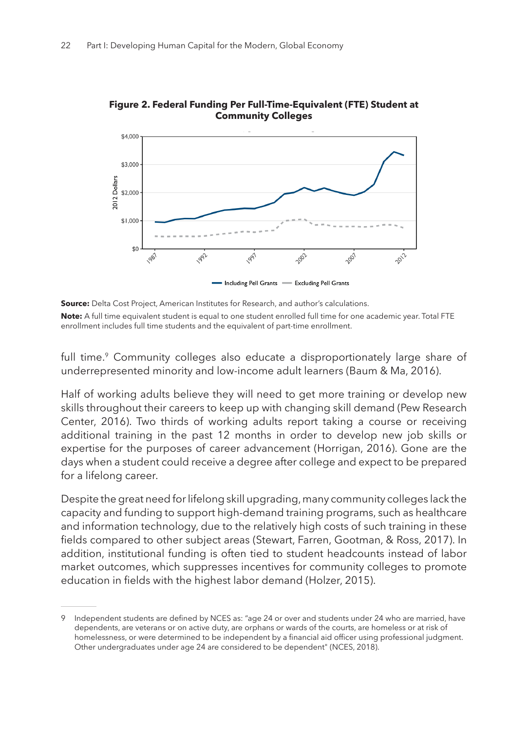**Figure 2. Federal Funding Per Full-Time-Equivalent (FTE) Student at Community Colleges**

**Source:** Delta Cost Project, American Institutes for Research, and author's calculations.

**Note:** A full time equivalent student is equal to one student enrolled full time for one academic year. Total FTE enrollment includes full time students and the equivalent of part-time enrollment.

full time.[9] Community colleges also educate a disproportionately large share of underrepresented minority and low-income adult learners (Baum & Ma, 2016).

Half of working adults believe they will need to get more training or develop new skills throughout their careers to keep up with changing skill demand (Pew Research Center, 2016). Two thirds of working adults report taking a course or receiving additional training in the past 12 months in order to develop new job skills or expertise for the purposes of career advancement (Horrigan, 2016). Gone are the days when a student could receive a degree after college and expect to be prepared for a lifelong career.

Despite the great need for lifelong skill upgrading, many community colleges lack the capacity and funding to support high-demand training programs, such as healthcare and information technology, due to the relatively high costs of such training in these fields compared to other subject areas (Stewart, Farren, Gootman, & Ross, 2017). In addition, institutional funding is often tied to student headcounts instead of labor market outcomes, which suppresses incentives for community colleges to promote education in fields with the highest labor demand (Holzer, 2015).

9 Independent students are defined by NCES as: "age 24 or over and students under 24 who are married, have dependents, are veterans or on active duty, are orphans or wards of the courts, are homeless or at risk of homelessness, or were determined to be independent by a financial aid officer using professional judgment. Other undergraduates under age 24 are considered to be dependent" (NCES, 2018).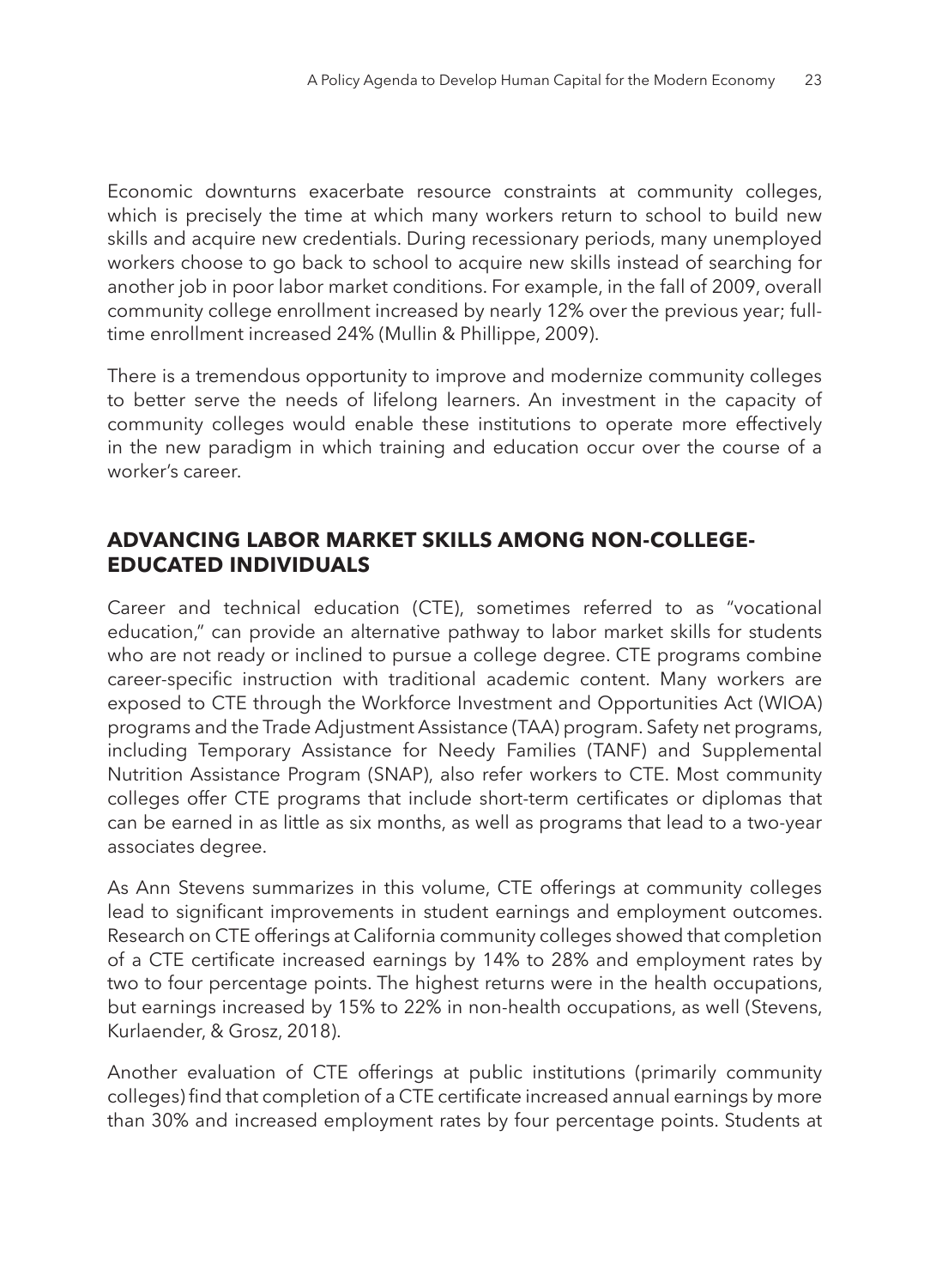Economic downturns exacerbate resource constraints at community colleges, which is precisely the time at which many workers return to school to build new skills and acquire new credentials. During recessionary periods, many unemployed workers choose to go back to school to acquire new skills instead of searching for another job in poor labor market conditions. For example, in the fall of 2009, overall community college enrollment increased by nearly 12% over the previous year; full-time enrollment increased 24% (Mullin & Phillippe, 2009).

There is a tremendous opportunity to improve and modernize community colleges to better serve the needs of lifelong learners. An investment in the capacity of community colleges would enable these institutions to operate more effectively in the new paradigm in which training and education occur over the course of a worker's career.

## ADVANCING LABOR MARKET SKILLS AMONG NON-COLLEGE-EDUCATED INDIVIDUALS

Career and technical education (CTE), sometimes referred to as "vocational education," can provide an alternative pathway to labor market skills for students who are not ready or inclined to pursue a college degree. CTE programs combine career-specific instruction with traditional academic content. Many workers are exposed to CTE through the Workforce Investment and Opportunities Act (WIOA) programs and the Trade Adjustment Assistance (TAA) program. Safety net programs, including Temporary Assistance for Needy Families (TANF) and Supplemental Nutrition Assistance Program (SNAP), also refer workers to CTE. Most community colleges offer CTE programs that include short-term certificates or diplomas that can be earned in as little as six months, as well as programs that lead to a two-year associates degree.

As Ann Stevens summarizes in this volume, CTE offerings at community colleges lead to significant improvements in student earnings and employment outcomes. Research on CTE offerings at California community colleges showed that completion of a CTE certificate increased earnings by 14% to 28% and employment rates by two to four percentage points. The highest returns were in the health occupations, but earnings increased by 15% to 22% in non-health occupations, as well (Stevens, Kurlaender, & Grosz, 2018).

Another evaluation of CTE offerings at public institutions (primarily community colleges) find that completion of a CTE certificate increased annual earnings by more than 30% and increased employment rates by four percentage points. Students at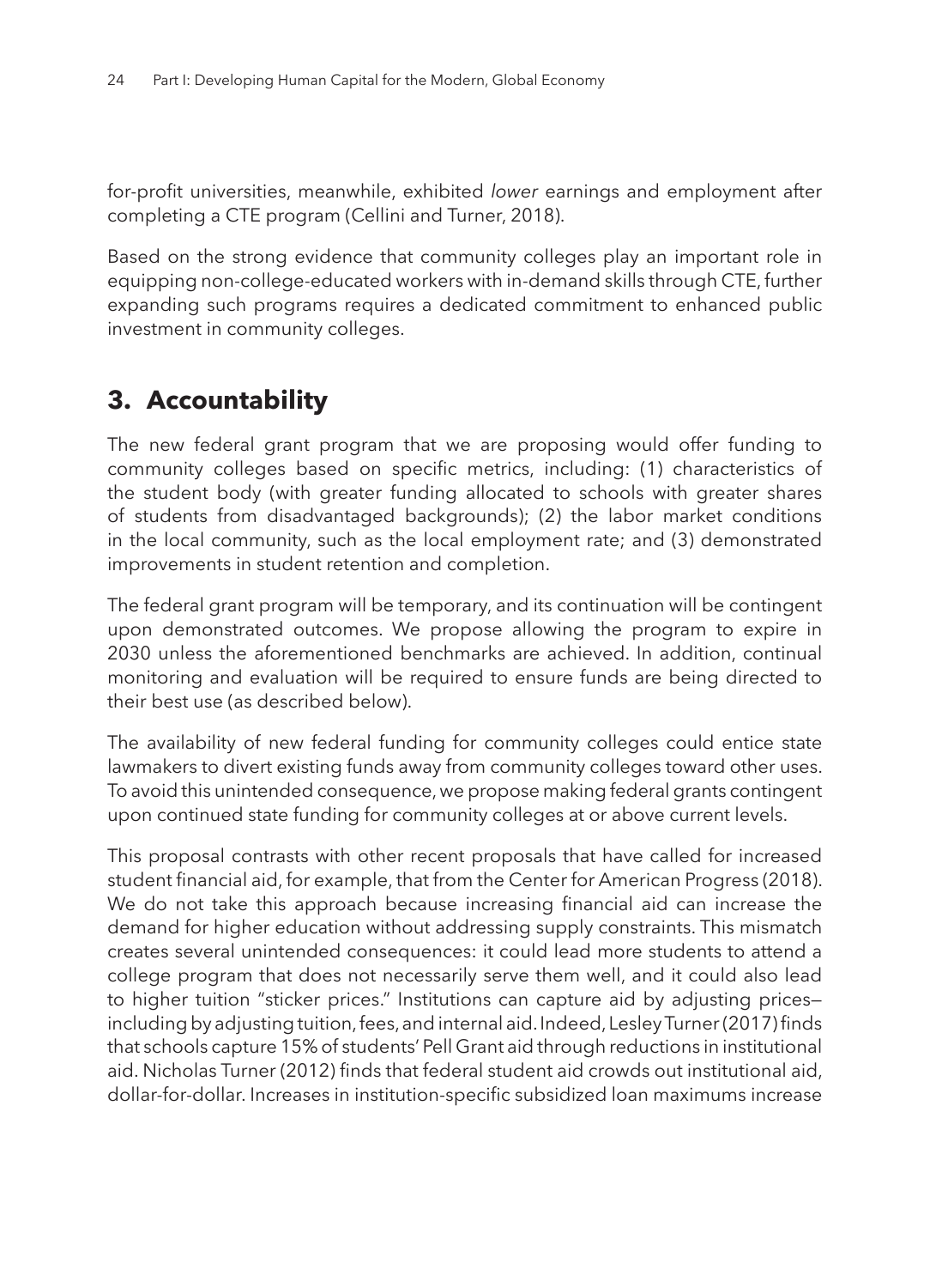for-profit universities, meanwhile, exhibited *lower* earnings and employment after completing a CTE program (Cellini and Turner, 2018).

Based on the strong evidence that community colleges play an important role in equipping non-college-educated workers with in-demand skills through CTE, further expanding such programs requires a dedicated commitment to enhanced public investment in community colleges.

## 3. Accountability

The new federal grant program that we are proposing would offer funding to community colleges based on specific metrics, including: (1) characteristics of the student body (with greater funding allocated to schools with greater shares of students from disadvantaged backgrounds); (2) the labor market conditions in the local community, such as the local employment rate; and (3) demonstrated improvements in student retention and completion.

The federal grant program will be temporary, and its continuation will be contingent upon demonstrated outcomes. We propose allowing the program to expire in 2030 unless the aforementioned benchmarks are achieved. In addition, continual monitoring and evaluation will be required to ensure funds are being directed to their best use (as described below).

The availability of new federal funding for community colleges could entice state lawmakers to divert existing funds away from community colleges toward other uses. To avoid this unintended consequence, we propose making federal grants contingent upon continued state funding for community colleges at or above current levels.

This proposal contrasts with other recent proposals that have called for increased student financial aid, for example, that from the Center for American Progress (2018). We do not take this approach because increasing financial aid can increase the demand for higher education without addressing supply constraints. This mismatch creates several unintended consequences: it could lead more students to attend a college program that does not necessarily serve them well, and it could also lead to higher tuition "sticker prices." Institutions can capture aid by adjusting prices—including by adjusting tuition, fees, and internal aid. Indeed, Lesley Turner (2017) finds that schools capture 15% of students' Pell Grant aid through reductions in institutional aid. Nicholas Turner (2012) finds that federal student aid crowds out institutional aid, dollar-for-dollar. Increases in institution-specific subsidized loan maximums increase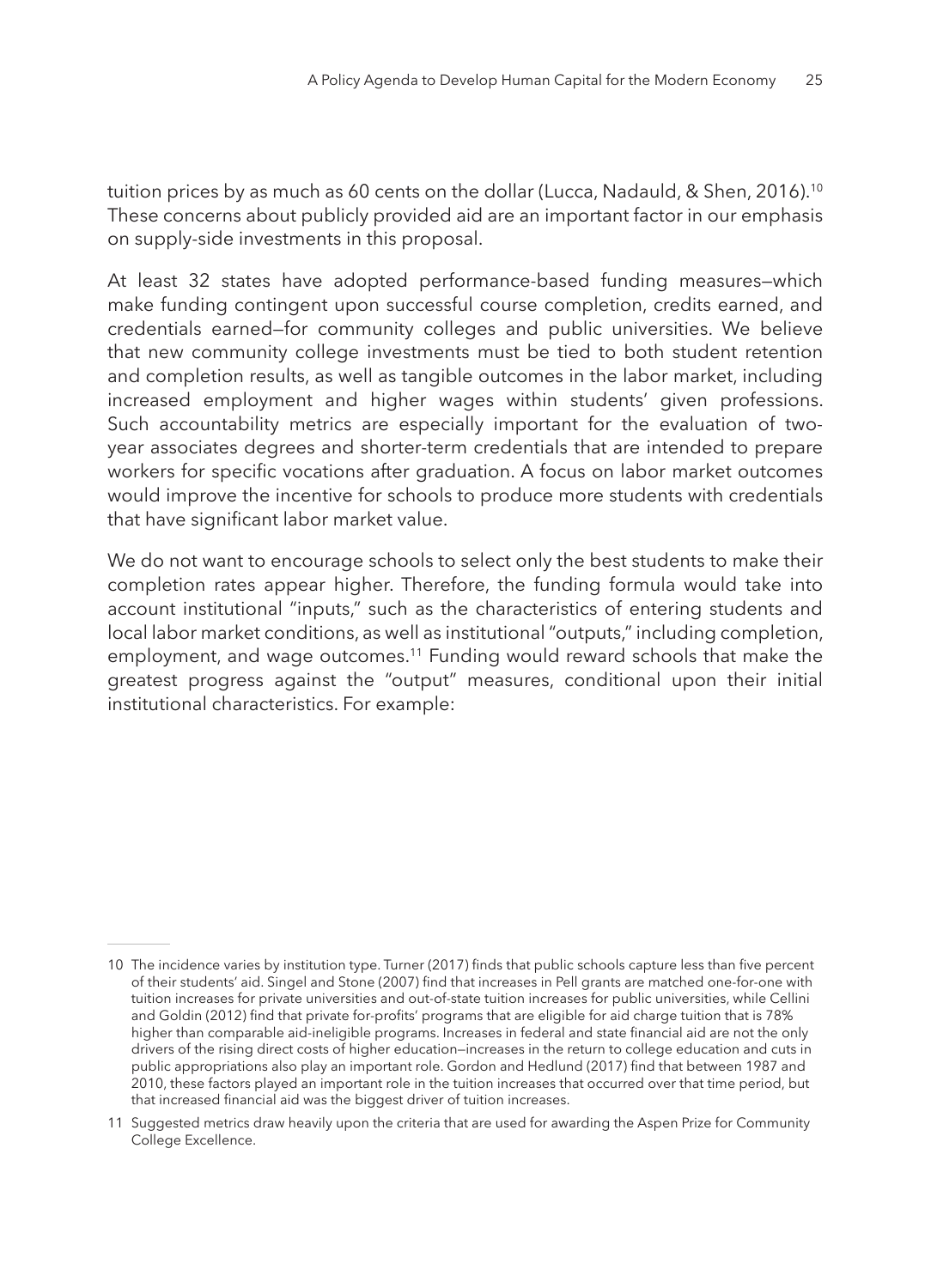tuition prices by as much as 60 cents on the dollar (Lucca, Nadauld, & Shen, 2016).[10] These concerns about publicly provided aid are an important factor in our emphasis on supply-side investments in this proposal.

At least 32 states have adopted performance-based funding measures—which make funding contingent upon successful course completion, credits earned, and credentials earned—for community colleges and public universities. We believe that new community college investments must be tied to both student retention and completion results, as well as tangible outcomes in the labor market, including increased employment and higher wages within students' given professions. Such accountability metrics are especially important for the evaluation of two-year associates degrees and shorter-term credentials that are intended to prepare workers for specific vocations after graduation. A focus on labor market outcomes would improve the incentive for schools to produce more students with credentials that have significant labor market value.

We do not want to encourage schools to select only the best students to make their completion rates appear higher. Therefore, the funding formula would take into account institutional "inputs," such as the characteristics of entering students and local labor market conditions, as well as institutional "outputs," including completion, employment, and wage outcomes.[11] Funding would reward schools that make the greatest progress against the "output" measures, conditional upon their initial institutional characteristics. For example:

---

10 The incidence varies by institution type. Turner (2017) finds that public schools capture less than five percent of their students' aid. Singel and Stone (2007) find that increases in Pell grants are matched one-for-one with tuition increases for private universities and out-of-state tuition increases for public universities, while Cellini and Goldin (2012) find that private for-profits' programs that are eligible for aid charge tuition that is 78% higher than comparable aid-ineligible programs. Increases in federal and state financial aid are not the only drivers of the rising direct costs of higher education—increases in the return to college education and cuts in public appropriations also play an important role. Gordon and Hedlund (2017) find that between 1987 and 2010, these factors played an important role in the tuition increases that occurred over that time period, but that increased financial aid was the biggest driver of tuition increases.

11 Suggested metrics draw heavily upon the criteria that are used for awarding the Aspen Prize for Community College Excellence.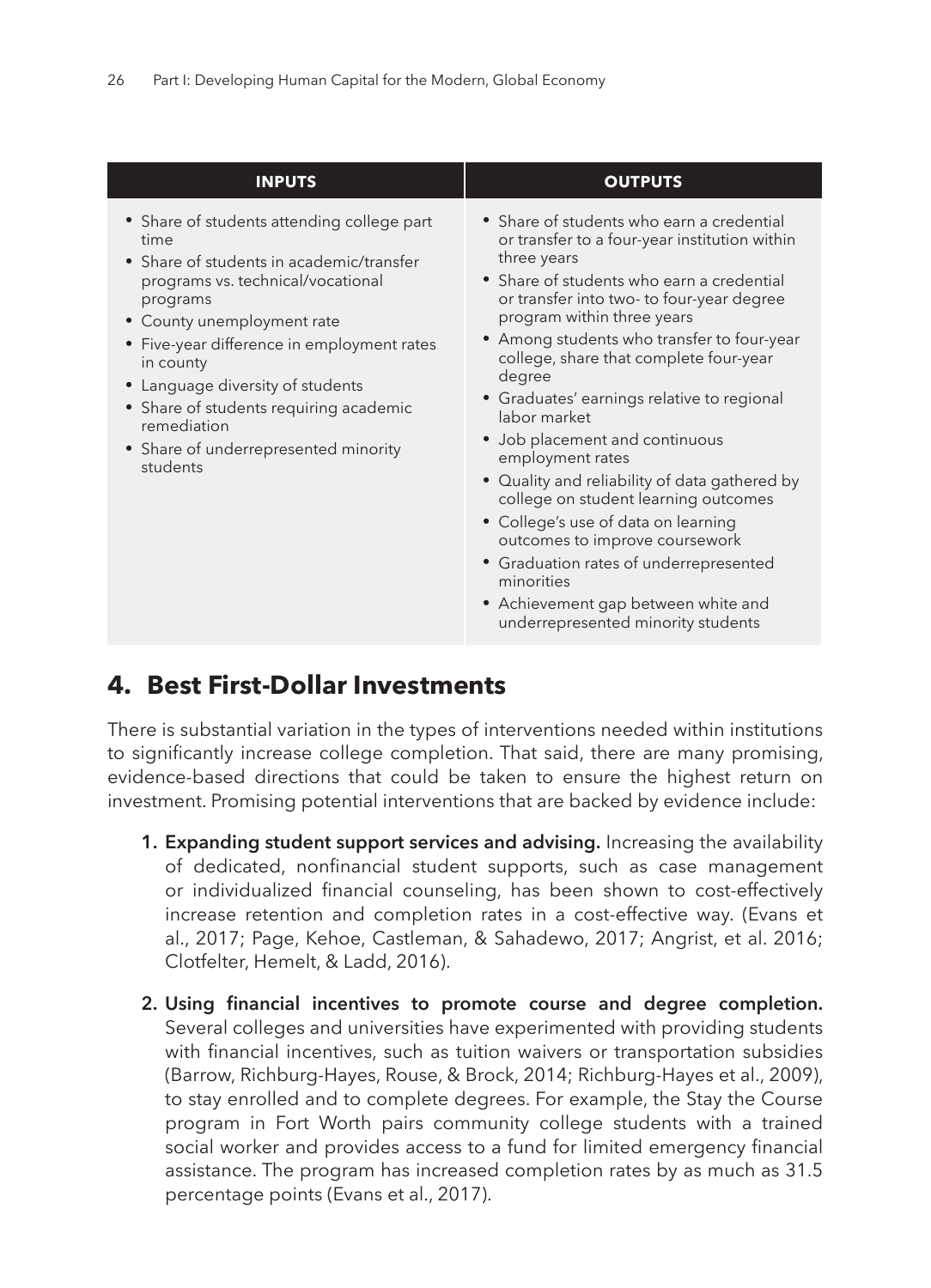| INPUTS | OUTPUTS |
|---|---|
| • Share of students attending college part time<br>• Share of students in academic/transfer programs vs. technical/vocational programs<br>• County unemployment rate<br>• Five-year difference in employment rates in county<br>• Language diversity of students<br>• Share of students requiring academic remediation<br>• Share of underrepresented minority students | • Share of students who earn a credential or transfer to a four-year institution within three years<br>• Share of students who earn a credential or transfer into two- to four-year degree program within three years<br>• Among students who transfer to four-year college, share that complete four-year degree<br>• Graduates' earnings relative to regional labor market<br>• Job placement and continuous employment rates<br>• Quality and reliability of data gathered by college on student learning outcomes<br>• College's use of data on learning outcomes to improve coursework<br>• Graduation rates of underrepresented minorities<br>• Achievement gap between white and underrepresented minority students |

## 4. Best First-Dollar Investments

There is substantial variation in the types of interventions needed within institutions to significantly increase college completion. That said, there are many promising, evidence-based directions that could be taken to ensure the highest return on investment. Promising potential interventions that are backed by evidence include:

1. **Expanding student support services and advising.** Increasing the availability of dedicated, nonfinancial student supports, such as case management or individualized financial counseling, has been shown to cost-effectively increase retention and completion rates in a cost-effective way. (Evans et al., 2017; Page, Kehoe, Castleman, & Sahadewo, 2017; Angrist, et al. 2016; Clotfelter, Hemelt, & Ladd, 2016).

2. **Using financial incentives to promote course and degree completion.** Several colleges and universities have experimented with providing students with financial incentives, such as tuition waivers or transportation subsidies (Barrow, Richburg-Hayes, Rouse, & Brock, 2014; Richburg-Hayes et al., 2009), to stay enrolled and to complete degrees. For example, the Stay the Course program in Fort Worth pairs community college students with a trained social worker and provides access to a fund for limited emergency financial assistance. The program has increased completion rates by as much as 31.5 percentage points (Evans et al., 2017).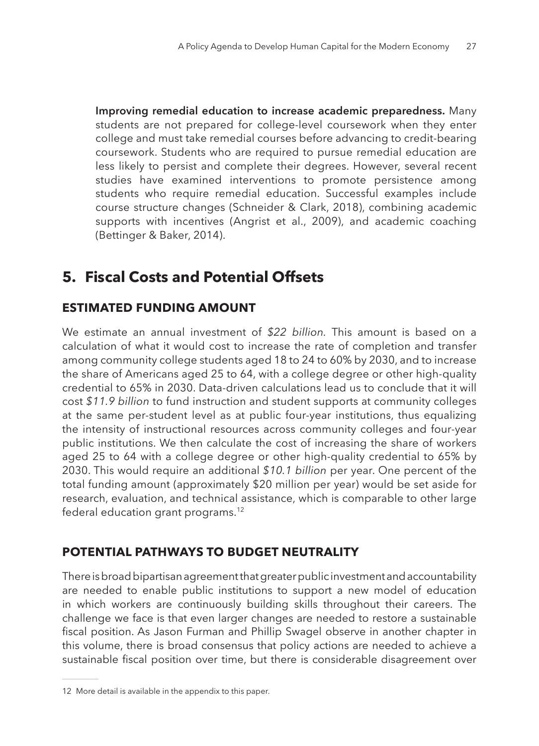**Improving remedial education to increase academic preparedness.** Many students are not prepared for college-level coursework when they enter college and must take remedial courses before advancing to credit-bearing coursework. Students who are required to pursue remedial education are less likely to persist and complete their degrees. However, several recent studies have examined interventions to promote persistence among students who require remedial education. Successful examples include course structure changes (Schneider & Clark, 2018), combining academic supports with incentives (Angrist et al., 2009), and academic coaching (Bettinger & Baker, 2014).

## 5. Fiscal Costs and Potential Offsets

### ESTIMATED FUNDING AMOUNT

We estimate an annual investment of *$22 billion*. This amount is based on a calculation of what it would cost to increase the rate of completion and transfer among community college students aged 18 to 24 to 60% by 2030, and to increase the share of Americans aged 25 to 64, with a college degree or other high-quality credential to 65% in 2030. Data-driven calculations lead us to conclude that it will cost *$11.9 billion* to fund instruction and student supports at community colleges at the same per-student level as at public four-year institutions, thus equalizing the intensity of instructional resources across community colleges and four-year public institutions. We then calculate the cost of increasing the share of workers aged 25 to 64 with a college degree or other high-quality credential to 65% by 2030. This would require an additional *$10.1 billion* per year. One percent of the total funding amount (approximately $20 million per year) would be set aside for research, evaluation, and technical assistance, which is comparable to other large federal education grant programs.[12]

### POTENTIAL PATHWAYS TO BUDGET NEUTRALITY

There is broad bipartisan agreement that greater public investment and accountability are needed to enable public institutions to support a new model of education in which workers are continuously building skills throughout their careers. The challenge we face is that even larger changes are needed to restore a sustainable fiscal position. As Jason Furman and Phillip Swagel observe in another chapter in this volume, there is broad consensus that policy actions are needed to achieve a sustainable fiscal position over time, but there is considerable disagreement over

---

12 More detail is available in the appendix to this paper.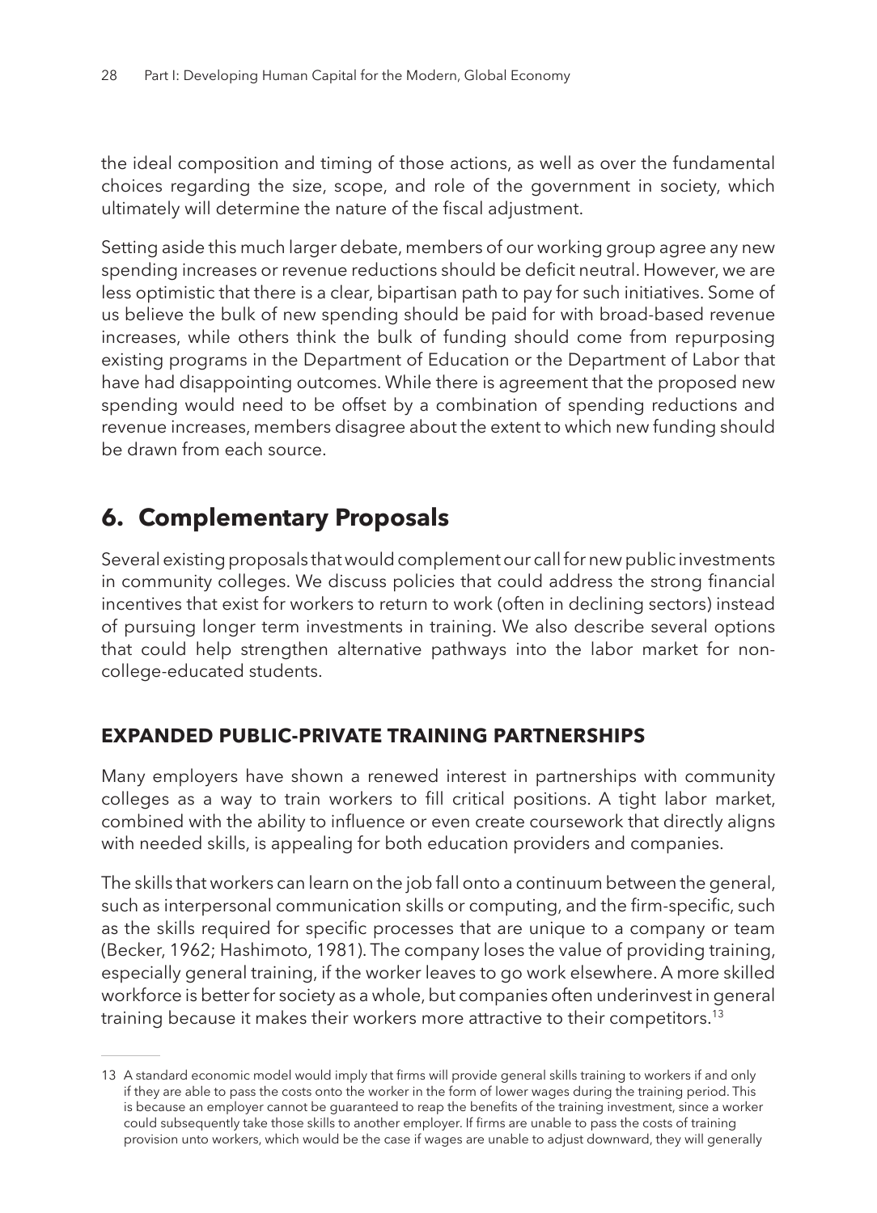the ideal composition and timing of those actions, as well as over the fundamental choices regarding the size, scope, and role of the government in society, which ultimately will determine the nature of the fiscal adjustment.

Setting aside this much larger debate, members of our working group agree any new spending increases or revenue reductions should be deficit neutral. However, we are less optimistic that there is a clear, bipartisan path to pay for such initiatives. Some of us believe the bulk of new spending should be paid for with broad-based revenue increases, while others think the bulk of funding should come from repurposing existing programs in the Department of Education or the Department of Labor that have had disappointing outcomes. While there is agreement that the proposed new spending would need to be offset by a combination of spending reductions and revenue increases, members disagree about the extent to which new funding should be drawn from each source.

## 6. Complementary Proposals

Several existing proposals that would complement our call for new public investments in community colleges. We discuss policies that could address the strong financial incentives that exist for workers to return to work (often in declining sectors) instead of pursuing longer term investments in training. We also describe several options that could help strengthen alternative pathways into the labor market for non-college-educated students.

### EXPANDED PUBLIC-PRIVATE TRAINING PARTNERSHIPS

Many employers have shown a renewed interest in partnerships with community colleges as a way to train workers to fill critical positions. A tight labor market, combined with the ability to influence or even create coursework that directly aligns with needed skills, is appealing for both education providers and companies.

The skills that workers can learn on the job fall onto a continuum between the general, such as interpersonal communication skills or computing, and the firm-specific, such as the skills required for specific processes that are unique to a company or team (Becker, 1962; Hashimoto, 1981). The company loses the value of providing training, especially general training, if the worker leaves to go work elsewhere. A more skilled workforce is better for society as a whole, but companies often underinvest in general training because it makes their workers more attractive to their competitors.[13]

---

13 A standard economic model would imply that firms will provide general skills training to workers if and only if they are able to pass the costs onto the worker in the form of lower wages during the training period. This is because an employer cannot be guaranteed to reap the benefits of the training investment, since a worker could subsequently take those skills to another employer. If firms are unable to pass the costs of training provision unto workers, which would be the case if wages are unable to adjust downward, they will generally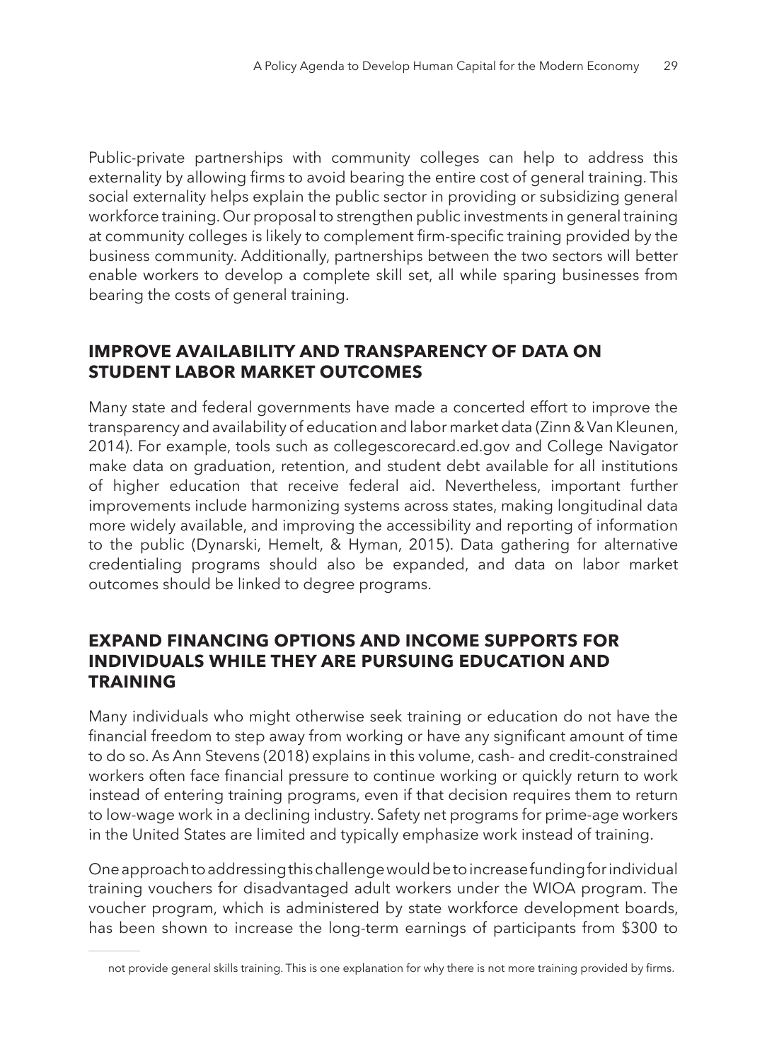Public-private partnerships with community colleges can help to address this externality by allowing firms to avoid bearing the entire cost of general training. This social externality helps explain the public sector in providing or subsidizing general workforce training. Our proposal to strengthen public investments in general training at community colleges is likely to complement firm-specific training provided by the business community. Additionally, partnerships between the two sectors will better enable workers to develop a complete skill set, all while sparing businesses from bearing the costs of general training.

## IMPROVE AVAILABILITY AND TRANSPARENCY OF DATA ON STUDENT LABOR MARKET OUTCOMES

Many state and federal governments have made a concerted effort to improve the transparency and availability of education and labor market data (Zinn & Van Kleunen, 2014). For example, tools such as collegescorecard.ed.gov and College Navigator make data on graduation, retention, and student debt available for all institutions of higher education that receive federal aid. Nevertheless, important further improvements include harmonizing systems across states, making longitudinal data more widely available, and improving the accessibility and reporting of information to the public (Dynarski, Hemelt, & Hyman, 2015). Data gathering for alternative credentialing programs should also be expanded, and data on labor market outcomes should be linked to degree programs.

## EXPAND FINANCING OPTIONS AND INCOME SUPPORTS FOR INDIVIDUALS WHILE THEY ARE PURSUING EDUCATION AND TRAINING

Many individuals who might otherwise seek training or education do not have the financial freedom to step away from working or have any significant amount of time to do so. As Ann Stevens (2018) explains in this volume, cash- and credit-constrained workers often face financial pressure to continue working or quickly return to work instead of entering training programs, even if that decision requires them to return to low-wage work in a declining industry. Safety net programs for prime-age workers in the United States are limited and typically emphasize work instead of training.

One approach to addressing this challenge would be to increase funding for individual training vouchers for disadvantaged adult workers under the WIOA program. The voucher program, which is administered by state workforce development boards, has been shown to increase the long-term earnings of participants from $300 to

---

not provide general skills training. This is one explanation for why there is not more training provided by firms.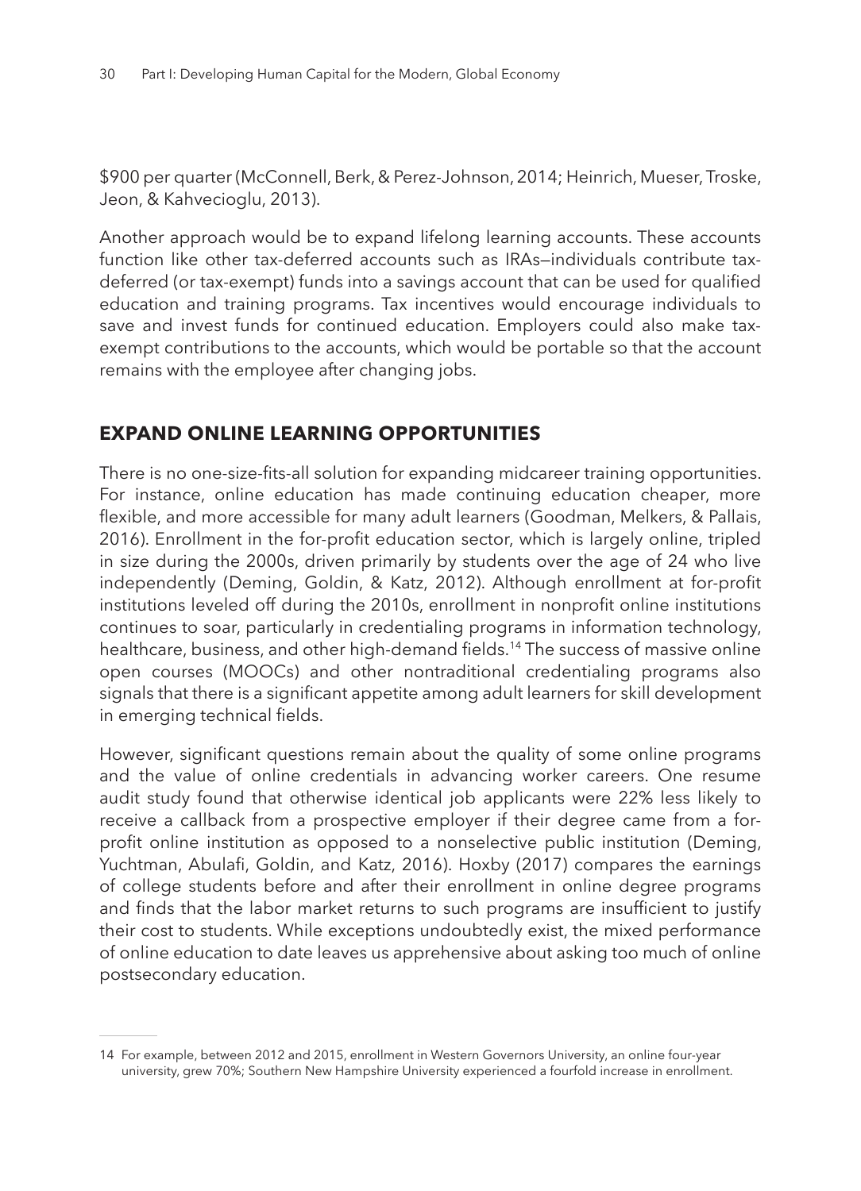$900 per quarter (McConnell, Berk, & Perez-Johnson, 2014; Heinrich, Mueser, Troske, Jeon, & Kahvecioglu, 2013).

Another approach would be to expand lifelong learning accounts. These accounts function like other tax-deferred accounts such as IRAs—individuals contribute tax-deferred (or tax-exempt) funds into a savings account that can be used for qualified education and training programs. Tax incentives would encourage individuals to save and invest funds for continued education. Employers could also make tax-exempt contributions to the accounts, which would be portable so that the account remains with the employee after changing jobs.

## EXPAND ONLINE LEARNING OPPORTUNITIES

There is no one-size-fits-all solution for expanding midcareer training opportunities. For instance, online education has made continuing education cheaper, more flexible, and more accessible for many adult learners (Goodman, Melkers, & Pallais, 2016). Enrollment in the for-profit education sector, which is largely online, tripled in size during the 2000s, driven primarily by students over the age of 24 who live independently (Deming, Goldin, & Katz, 2012). Although enrollment at for-profit institutions leveled off during the 2010s, enrollment in nonprofit online institutions continues to soar, particularly in credentialing programs in information technology, healthcare, business, and other high-demand fields.[14] The success of massive online open courses (MOOCs) and other nontraditional credentialing programs also signals that there is a significant appetite among adult learners for skill development in emerging technical fields.

However, significant questions remain about the quality of some online programs and the value of online credentials in advancing worker careers. One resume audit study found that otherwise identical job applicants were 22% less likely to receive a callback from a prospective employer if their degree came from a for-profit online institution as opposed to a nonselective public institution (Deming, Yuchtman, Abulafi, Goldin, and Katz, 2016). Hoxby (2017) compares the earnings of college students before and after their enrollment in online degree programs and finds that the labor market returns to such programs are insufficient to justify their cost to students. While exceptions undoubtedly exist, the mixed performance of online education to date leaves us apprehensive about asking too much of online postsecondary education.

---

14 For example, between 2012 and 2015, enrollment in Western Governors University, an online four-year university, grew 70%; Southern New Hampshire University experienced a fourfold increase in enrollment.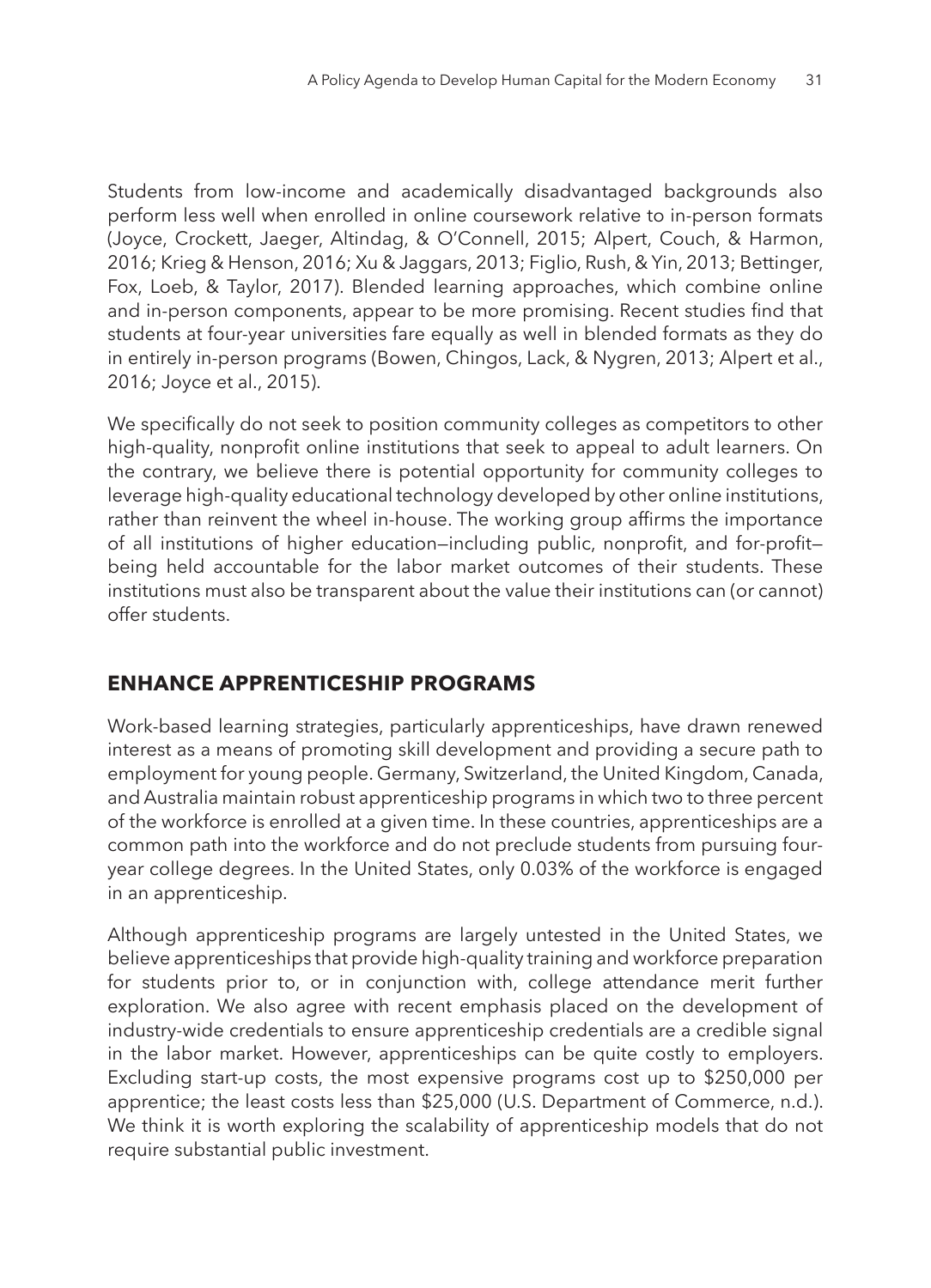Students from low-income and academically disadvantaged backgrounds also perform less well when enrolled in online coursework relative to in-person formats (Joyce, Crockett, Jaeger, Altindag, & O'Connell, 2015; Alpert, Couch, & Harmon, 2016; Krieg & Henson, 2016; Xu & Jaggars, 2013; Figlio, Rush, & Yin, 2013; Bettinger, Fox, Loeb, & Taylor, 2017). Blended learning approaches, which combine online and in-person components, appear to be more promising. Recent studies find that students at four-year universities fare equally as well in blended formats as they do in entirely in-person programs (Bowen, Chingos, Lack, & Nygren, 2013; Alpert et al., 2016; Joyce et al., 2015).

We specifically do not seek to position community colleges as competitors to other high-quality, nonprofit online institutions that seek to appeal to adult learners. On the contrary, we believe there is potential opportunity for community colleges to leverage high-quality educational technology developed by other online institutions, rather than reinvent the wheel in-house. The working group affirms the importance of all institutions of higher education—including public, nonprofit, and for-profit—being held accountable for the labor market outcomes of their students. These institutions must also be transparent about the value their institutions can (or cannot) offer students.

## ENHANCE APPRENTICESHIP PROGRAMS

Work-based learning strategies, particularly apprenticeships, have drawn renewed interest as a means of promoting skill development and providing a secure path to employment for young people. Germany, Switzerland, the United Kingdom, Canada, and Australia maintain robust apprenticeship programs in which two to three percent of the workforce is enrolled at a given time. In these countries, apprenticeships are a common path into the workforce and do not preclude students from pursuing four-year college degrees. In the United States, only 0.03% of the workforce is engaged in an apprenticeship.

Although apprenticeship programs are largely untested in the United States, we believe apprenticeships that provide high-quality training and workforce preparation for students prior to, or in conjunction with, college attendance merit further exploration. We also agree with recent emphasis placed on the development of industry-wide credentials to ensure apprenticeship credentials are a credible signal in the labor market. However, apprenticeships can be quite costly to employers. Excluding start-up costs, the most expensive programs cost up to $250,000 per apprentice; the least costs less than $25,000 (U.S. Department of Commerce, n.d.). We think it is worth exploring the scalability of apprenticeship models that do not require substantial public investment.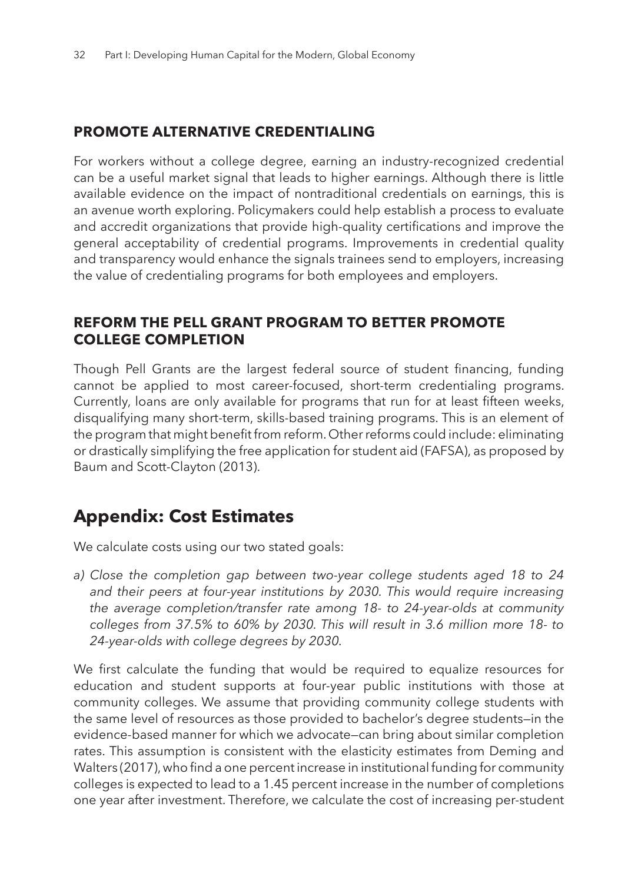### PROMOTE ALTERNATIVE CREDENTIALING

For workers without a college degree, earning an industry-recognized credential can be a useful market signal that leads to higher earnings. Although there is little available evidence on the impact of nontraditional credentials on earnings, this is an avenue worth exploring. Policymakers could help establish a process to evaluate and accredit organizations that provide high-quality certifications and improve the general acceptability of credential programs. Improvements in credential quality and transparency would enhance the signals trainees send to employers, increasing the value of credentialing programs for both employees and employers.

### REFORM THE PELL GRANT PROGRAM TO BETTER PROMOTE COLLEGE COMPLETION

Though Pell Grants are the largest federal source of student financing, funding cannot be applied to most career-focused, short-term credentialing programs. Currently, loans are only available for programs that run for at least fifteen weeks, disqualifying many short-term, skills-based training programs. This is an element of the program that might benefit from reform. Other reforms could include: eliminating or drastically simplifying the free application for student aid (FAFSA), as proposed by Baum and Scott-Clayton (2013).

## Appendix: Cost Estimates

We calculate costs using our two stated goals:

*a) Close the completion gap between two-year college students aged 18 to 24 and their peers at four-year institutions by 2030. This would require increasing the average completion/transfer rate among 18- to 24-year-olds at community colleges from 37.5% to 60% by 2030. This will result in 3.6 million more 18- to 24-year-olds with college degrees by 2030.*

We first calculate the funding that would be required to equalize resources for education and student supports at four-year public institutions with those at community colleges. We assume that providing community college students with the same level of resources as those provided to bachelor's degree students—in the evidence-based manner for which we advocate—can bring about similar completion rates. This assumption is consistent with the elasticity estimates from Deming and Walters (2017), who find a one percent increase in institutional funding for community colleges is expected to lead to a 1.45 percent increase in the number of completions one year after investment. Therefore, we calculate the cost of increasing per-student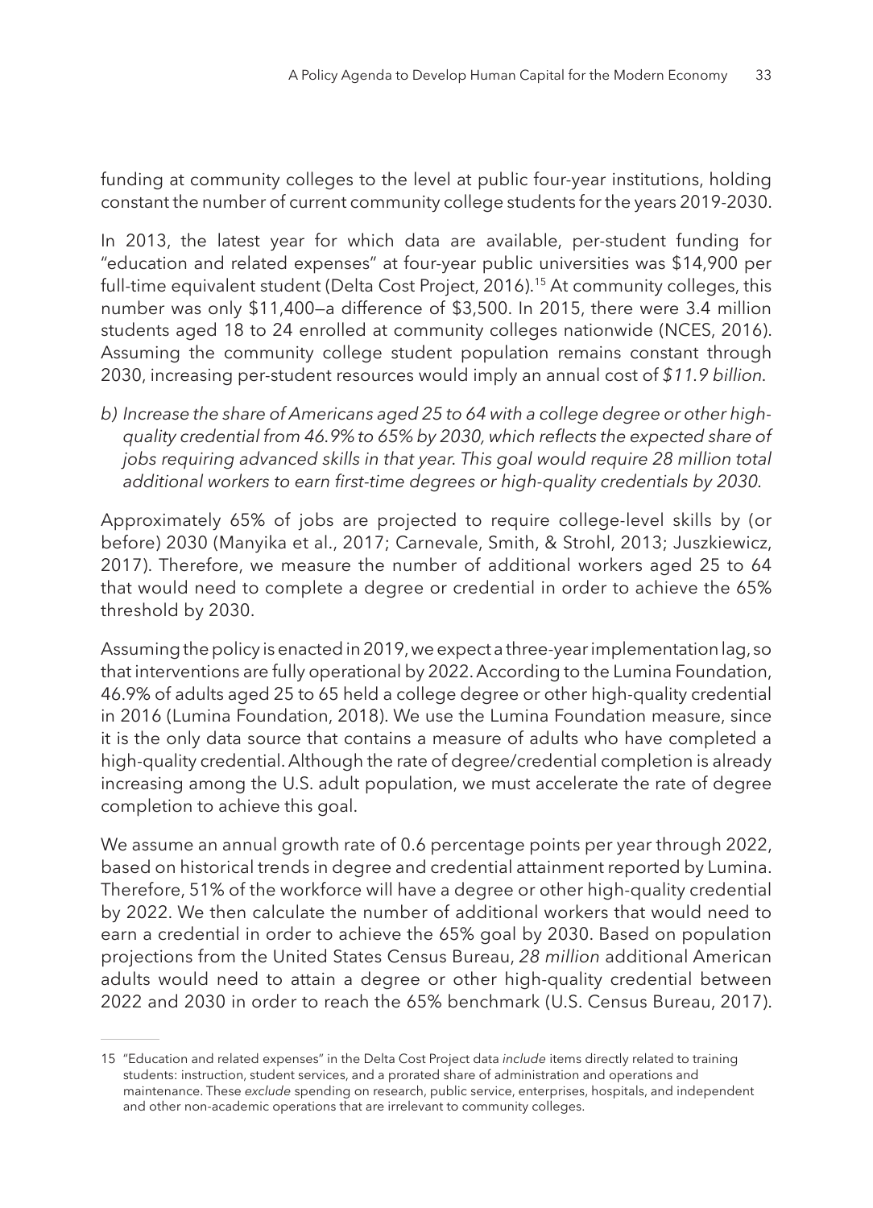funding at community colleges to the level at public four-year institutions, holding constant the number of current community college students for the years 2019-2030.

In 2013, the latest year for which data are available, per-student funding for "education and related expenses" at four-year public universities was $14,900 per full-time equivalent student (Delta Cost Project, 2016).[15] At community colleges, this number was only $11,400—a difference of $3,500. In 2015, there were 3.4 million students aged 18 to 24 enrolled at community colleges nationwide (NCES, 2016). Assuming the community college student population remains constant through 2030, increasing per-student resources would imply an annual cost of *$11.9 billion*.

*b) Increase the share of Americans aged 25 to 64 with a college degree or other high-quality credential from 46.9% to 65% by 2030, which reflects the expected share of jobs requiring advanced skills in that year. This goal would require 28 million total additional workers to earn first-time degrees or high-quality credentials by 2030.*

Approximately 65% of jobs are projected to require college-level skills by (or before) 2030 (Manyika et al., 2017; Carnevale, Smith, & Strohl, 2013; Juszkiewicz, 2017). Therefore, we measure the number of additional workers aged 25 to 64 that would need to complete a degree or credential in order to achieve the 65% threshold by 2030.

Assuming the policy is enacted in 2019, we expect a three-year implementation lag, so that interventions are fully operational by 2022. According to the Lumina Foundation, 46.9% of adults aged 25 to 65 held a college degree or other high-quality credential in 2016 (Lumina Foundation, 2018). We use the Lumina Foundation measure, since it is the only data source that contains a measure of adults who have completed a high-quality credential. Although the rate of degree/credential completion is already increasing among the U.S. adult population, we must accelerate the rate of degree completion to achieve this goal.

We assume an annual growth rate of 0.6 percentage points per year through 2022, based on historical trends in degree and credential attainment reported by Lumina. Therefore, 51% of the workforce will have a degree or other high-quality credential by 2022. We then calculate the number of additional workers that would need to earn a credential in order to achieve the 65% goal by 2030. Based on population projections from the United States Census Bureau, *28 million* additional American adults would need to attain a degree or other high-quality credential between 2022 and 2030 in order to reach the 65% benchmark (U.S. Census Bureau, 2017).

---

15 "Education and related expenses" in the Delta Cost Project data *include* items directly related to training students: instruction, student services, and a prorated share of administration and operations and maintenance. These *exclude* spending on research, public service, enterprises, hospitals, and independent and other non-academic operations that are irrelevant to community colleges.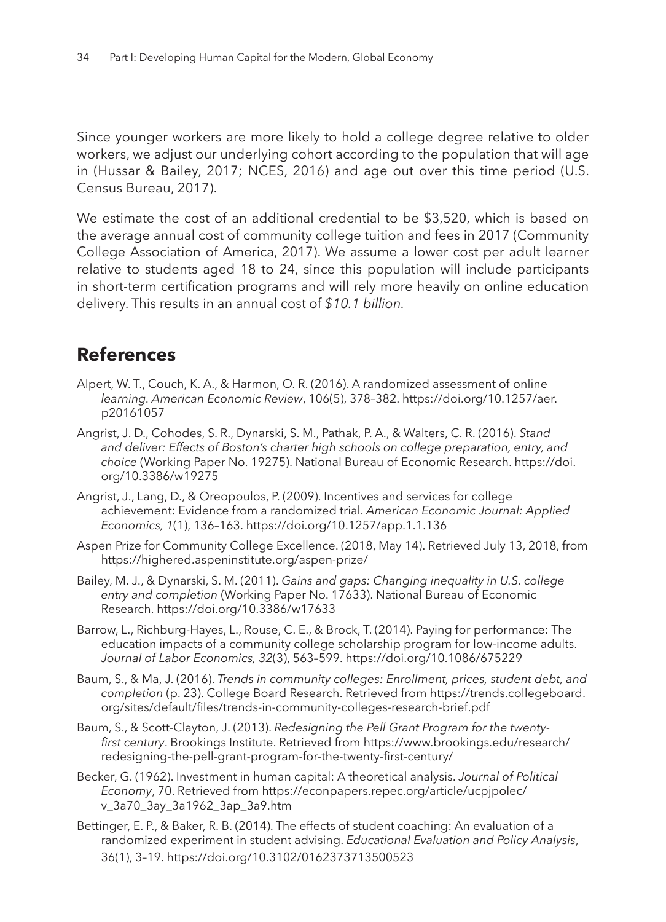Since younger workers are more likely to hold a college degree relative to older workers, we adjust our underlying cohort according to the population that will age in (Hussar & Bailey, 2017; NCES, 2016) and age out over this time period (U.S. Census Bureau, 2017).

We estimate the cost of an additional credential to be $3,520, which is based on the average annual cost of community college tuition and fees in 2017 (Community College Association of America, 2017). We assume a lower cost per adult learner relative to students aged 18 to 24, since this population will include participants in short-term certification programs and will rely more heavily on online education delivery. This results in an annual cost of *$10.1 billion*.

## References

Alpert, W. T., Couch, K. A., & Harmon, O. R. (2016). A randomized assessment of online learning. *American Economic Review*, 106(5), 378–382. https://doi.org/10.1257/aer.p20161057

Angrist, J. D., Cohodes, S. R., Dynarski, S. M., Pathak, P. A., & Walters, C. R. (2016). *Stand and deliver: Effects of Boston's charter high schools on college preparation, entry, and choice* (Working Paper No. 19275). National Bureau of Economic Research. https://doi.org/10.3386/w19275

Angrist, J., Lang, D., & Oreopoulos, P. (2009). Incentives and services for college achievement: Evidence from a randomized trial. *American Economic Journal: Applied Economics, 1*(1), 136–163. https://doi.org/10.1257/app.1.1.136

Aspen Prize for Community College Excellence. (2018, May 14). Retrieved July 13, 2018, from https://highered.aspeninstitute.org/aspen-prize/

Bailey, M. J., & Dynarski, S. M. (2011). *Gains and gaps: Changing inequality in U.S. college entry and completion* (Working Paper No. 17633). National Bureau of Economic Research. https://doi.org/10.3386/w17633

Barrow, L., Richburg-Hayes, L., Rouse, C. E., & Brock, T. (2014). Paying for performance: The education impacts of a community college scholarship program for low-income adults. *Journal of Labor Economics, 32*(3), 563–599. https://doi.org/10.1086/675229

Baum, S., & Ma, J. (2016). *Trends in community colleges: Enrollment, prices, student debt, and completion* (p. 23). College Board Research. Retrieved from https://trends.collegeboard.org/sites/default/files/trends-in-community-colleges-research-brief.pdf

Baum, S., & Scott-Clayton, J. (2013). *Redesigning the Pell Grant Program for the twenty-first century*. Brookings Institute. Retrieved from https://www.brookings.edu/research/redesigning-the-pell-grant-program-for-the-twenty-first-century/

Becker, G. (1962). Investment in human capital: A theoretical analysis. *Journal of Political Economy*, 70. Retrieved from https://econpapers.repec.org/article/ucpjpolec/v_3a70_3ay_3a1962_3ap_3a9.htm

Bettinger, E. P., & Baker, R. B. (2014). The effects of student coaching: An evaluation of a randomized experiment in student advising. *Educational Evaluation and Policy Analysis*, 36(1), 3–19. https://doi.org/10.3102/0162373713500523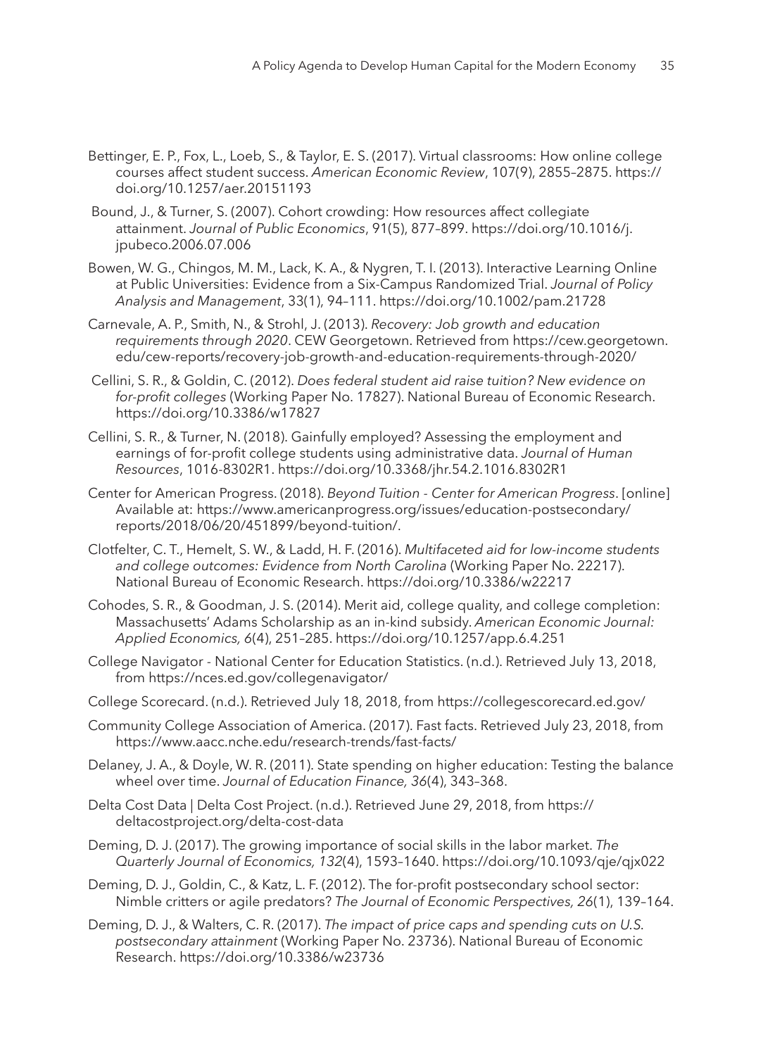Bettinger, E. P., Fox, L., Loeb, S., & Taylor, E. S. (2017). Virtual classrooms: How online college courses affect student success. *American Economic Review*, 107(9), 2855–2875. https://doi.org/10.1257/aer.20151193

Bound, J., & Turner, S. (2007). Cohort crowding: How resources affect collegiate attainment. *Journal of Public Economics*, 91(5), 877–899. https://doi.org/10.1016/j.jpubeco.2006.07.006

Bowen, W. G., Chingos, M. M., Lack, K. A., & Nygren, T. I. (2013). Interactive Learning Online at Public Universities: Evidence from a Six-Campus Randomized Trial. *Journal of Policy Analysis and Management*, 33(1), 94–111. https://doi.org/10.1002/pam.21728

Carnevale, A. P., Smith, N., & Strohl, J. (2013). *Recovery: Job growth and education requirements through 2020*. CEW Georgetown. Retrieved from https://cew.georgetown.edu/cew-reports/recovery-job-growth-and-education-requirements-through-2020/

Cellini, S. R., & Goldin, C. (2012). *Does federal student aid raise tuition? New evidence on for-profit colleges* (Working Paper No. 17827). National Bureau of Economic Research. https://doi.org/10.3386/w17827

Cellini, S. R., & Turner, N. (2018). Gainfully employed? Assessing the employment and earnings of for-profit college students using administrative data. *Journal of Human Resources*, 1016-8302R1. https://doi.org/10.3368/jhr.54.2.1016.8302R1

Center for American Progress. (2018). *Beyond Tuition - Center for American Progress*. [online] Available at: https://www.americanprogress.org/issues/education-postsecondary/reports/2018/06/20/451899/beyond-tuition/.

Clotfelter, C. T., Hemelt, S. W., & Ladd, H. F. (2016). *Multifaceted aid for low-income students and college outcomes: Evidence from North Carolina* (Working Paper No. 22217). National Bureau of Economic Research. https://doi.org/10.3386/w22217

Cohodes, S. R., & Goodman, J. S. (2014). Merit aid, college quality, and college completion: Massachusetts' Adams Scholarship as an in-kind subsidy. *American Economic Journal: Applied Economics, 6*(4), 251–285. https://doi.org/10.1257/app.6.4.251

College Navigator - National Center for Education Statistics. (n.d.). Retrieved July 13, 2018, from https://nces.ed.gov/collegenavigator/

College Scorecard. (n.d.). Retrieved July 18, 2018, from https://collegescorecard.ed.gov/

Community College Association of America. (2017). Fast facts. Retrieved July 23, 2018, from https://www.aacc.nche.edu/research-trends/fast-facts/

Delaney, J. A., & Doyle, W. R. (2011). State spending on higher education: Testing the balance wheel over time. *Journal of Education Finance, 36*(4), 343–368.

Delta Cost Data | Delta Cost Project. (n.d.). Retrieved June 29, 2018, from https://deltacostproject.org/delta-cost-data

Deming, D. J. (2017). The growing importance of social skills in the labor market. *The Quarterly Journal of Economics, 132*(4), 1593–1640. https://doi.org/10.1093/qje/qjx022

Deming, D. J., Goldin, C., & Katz, L. F. (2012). The for-profit postsecondary school sector: Nimble critters or agile predators? *The Journal of Economic Perspectives, 26*(1), 139–164.

Deming, D. J., & Walters, C. R. (2017). *The impact of price caps and spending cuts on U.S. postsecondary attainment* (Working Paper No. 23736). National Bureau of Economic Research. https://doi.org/10.3386/w23736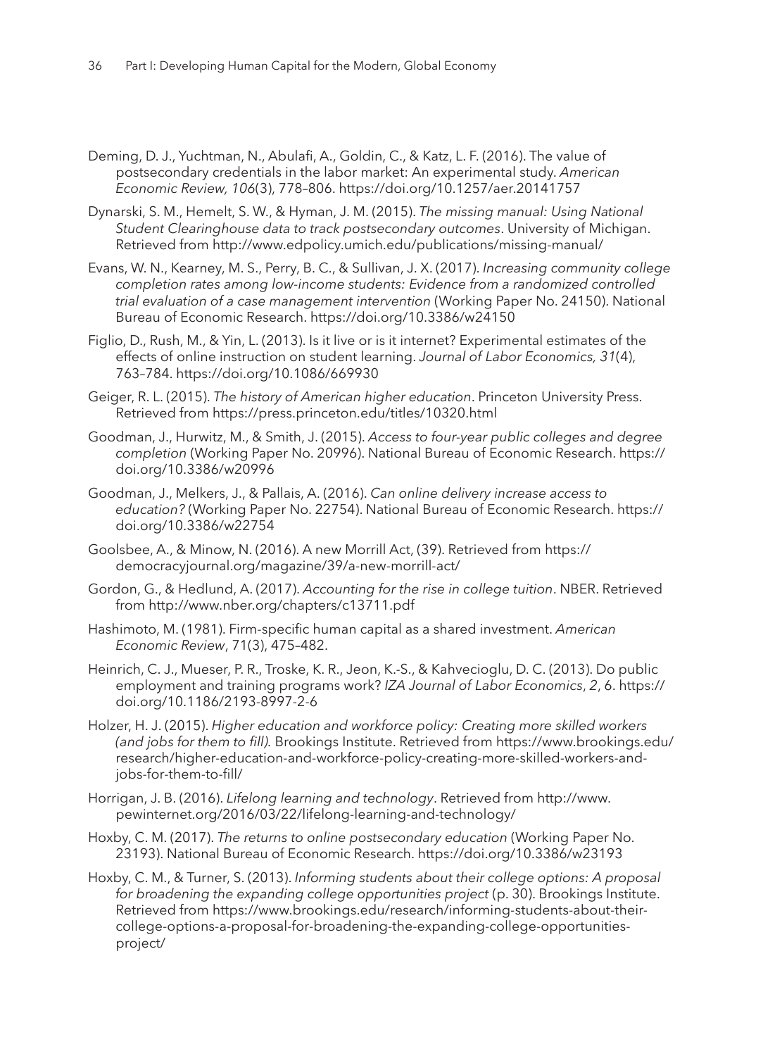Deming, D. J., Yuchtman, N., Abulafi, A., Goldin, C., & Katz, L. F. (2016). The value of postsecondary credentials in the labor market: An experimental study. *American Economic Review, 106*(3), 778–806. https://doi.org/10.1257/aer.20141757

Dynarski, S. M., Hemelt, S. W., & Hyman, J. M. (2015). *The missing manual: Using National Student Clearinghouse data to track postsecondary outcomes*. University of Michigan. Retrieved from http://www.edpolicy.umich.edu/publications/missing-manual/

Evans, W. N., Kearney, M. S., Perry, B. C., & Sullivan, J. X. (2017). *Increasing community college completion rates among low-income students: Evidence from a randomized controlled trial evaluation of a case management intervention* (Working Paper No. 24150). National Bureau of Economic Research. https://doi.org/10.3386/w24150

Figlio, D., Rush, M., & Yin, L. (2013). Is it live or is it internet? Experimental estimates of the effects of online instruction on student learning. *Journal of Labor Economics, 31*(4), 763–784. https://doi.org/10.1086/669930

Geiger, R. L. (2015). *The history of American higher education*. Princeton University Press. Retrieved from https://press.princeton.edu/titles/10320.html

Goodman, J., Hurwitz, M., & Smith, J. (2015). *Access to four-year public colleges and degree completion* (Working Paper No. 20996). National Bureau of Economic Research. https://doi.org/10.3386/w20996

Goodman, J., Melkers, J., & Pallais, A. (2016). *Can online delivery increase access to education?* (Working Paper No. 22754). National Bureau of Economic Research. https://doi.org/10.3386/w22754

Goolsbee, A., & Minow, N. (2016). A new Morrill Act, (39). Retrieved from https://democracyjournal.org/magazine/39/a-new-morrill-act/

Gordon, G., & Hedlund, A. (2017). *Accounting for the rise in college tuition*. NBER. Retrieved from http://www.nber.org/chapters/c13711.pdf

Hashimoto, M. (1981). Firm-specific human capital as a shared investment. *American Economic Review*, 71(3), 475–482.

Heinrich, C. J., Mueser, P. R., Troske, K. R., Jeon, K.-S., & Kahvecioglu, D. C. (2013). Do public employment and training programs work? *IZA Journal of Labor Economics*, *2*, 6. https://doi.org/10.1186/2193-8997-2-6

Holzer, H. J. (2015). *Higher education and workforce policy: Creating more skilled workers (and jobs for them to fill).* Brookings Institute. Retrieved from https://www.brookings.edu/research/higher-education-and-workforce-policy-creating-more-skilled-workers-and-jobs-for-them-to-fill/

Horrigan, J. B. (2016). *Lifelong learning and technology*. Retrieved from http://www.pewinternet.org/2016/03/22/lifelong-learning-and-technology/

Hoxby, C. M. (2017). *The returns to online postsecondary education* (Working Paper No. 23193). National Bureau of Economic Research. https://doi.org/10.3386/w23193

Hoxby, C. M., & Turner, S. (2013). *Informing students about their college options: A proposal for broadening the expanding college opportunities project* (p. 30). Brookings Institute. Retrieved from https://www.brookings.edu/research/informing-students-about-their-college-options-a-proposal-for-broadening-the-expanding-college-opportunities-project/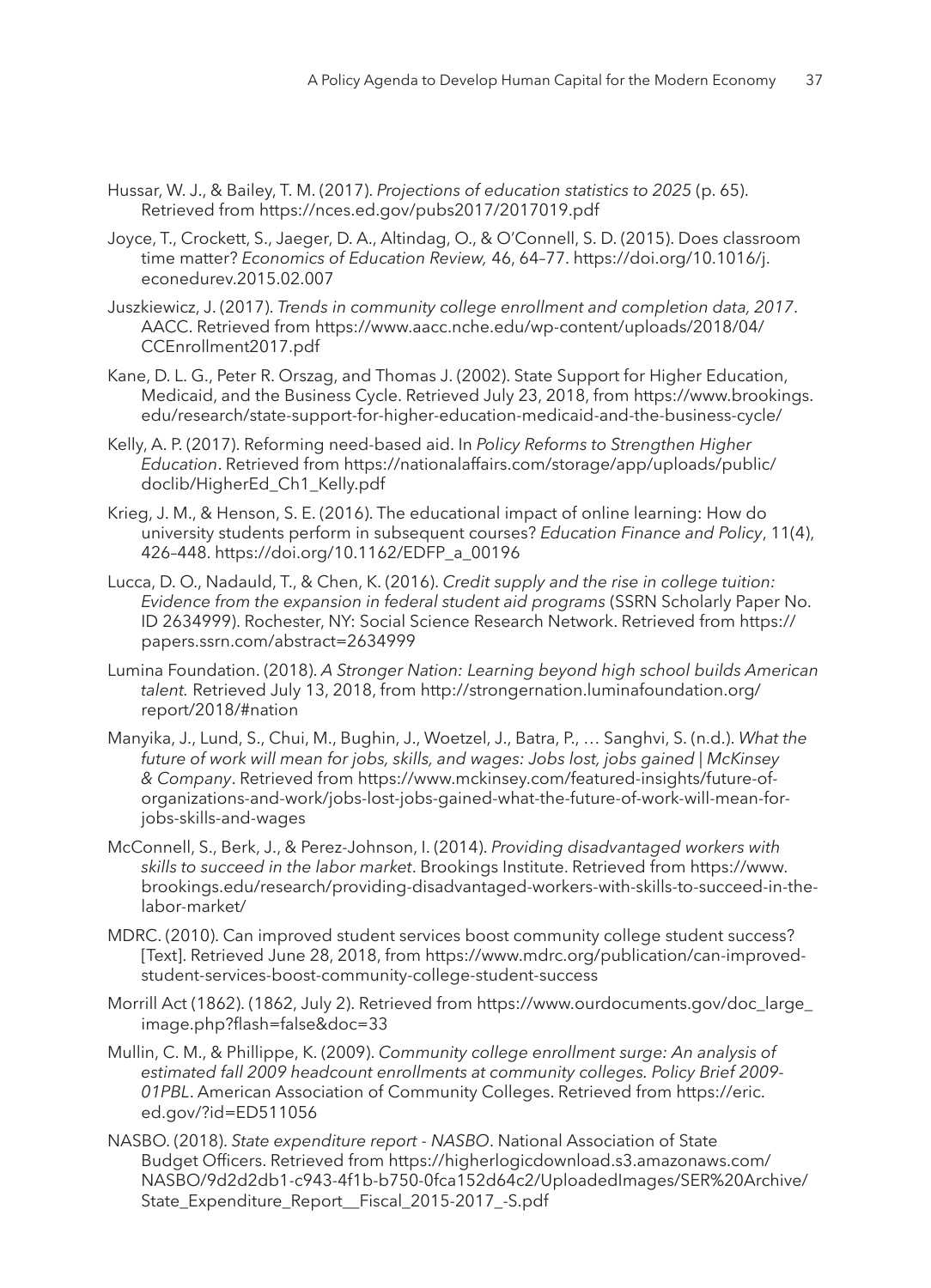Hussar, W. J., & Bailey, T. M. (2017). *Projections of education statistics to 2025* (p. 65). Retrieved from https://nces.ed.gov/pubs2017/2017019.pdf

Joyce, T., Crockett, S., Jaeger, D. A., Altindag, O., & O'Connell, S. D. (2015). Does classroom time matter? *Economics of Education Review,* 46, 64–77. https://doi.org/10.1016/j.econedurev.2015.02.007

Juszkiewicz, J. (2017). *Trends in community college enrollment and completion data, 2017*. AACC. Retrieved from https://www.aacc.nche.edu/wp-content/uploads/2018/04/CCEnrollment2017.pdf

Kane, D. L. G., Peter R. Orszag, and Thomas J. (2002). State Support for Higher Education, Medicaid, and the Business Cycle. Retrieved July 23, 2018, from https://www.brookings.edu/research/state-support-for-higher-education-medicaid-and-the-business-cycle/

Kelly, A. P. (2017). Reforming need-based aid. In *Policy Reforms to Strengthen Higher Education*. Retrieved from https://nationalaffairs.com/storage/app/uploads/public/doclib/HigherEd_Ch1_Kelly.pdf

Krieg, J. M., & Henson, S. E. (2016). The educational impact of online learning: How do university students perform in subsequent courses? *Education Finance and Policy*, 11(4), 426–448. https://doi.org/10.1162/EDFP_a_00196

Lucca, D. O., Nadauld, T., & Chen, K. (2016). *Credit supply and the rise in college tuition: Evidence from the expansion in federal student aid programs* (SSRN Scholarly Paper No. ID 2634999). Rochester, NY: Social Science Research Network. Retrieved from https://papers.ssrn.com/abstract=2634999

Lumina Foundation. (2018). *A Stronger Nation: Learning beyond high school builds American talent.* Retrieved July 13, 2018, from http://strongernation.luminafoundation.org/report/2018/#nation

Manyika, J., Lund, S., Chui, M., Bughin, J., Woetzel, J., Batra, P., … Sanghvi, S. (n.d.). *What the future of work will mean for jobs, skills, and wages: Jobs lost, jobs gained | McKinsey & Company*. Retrieved from https://www.mckinsey.com/featured-insights/future-of-organizations-and-work/jobs-lost-jobs-gained-what-the-future-of-work-will-mean-for-jobs-skills-and-wages

McConnell, S., Berk, J., & Perez-Johnson, I. (2014). *Providing disadvantaged workers with skills to succeed in the labor market*. Brookings Institute. Retrieved from https://www.brookings.edu/research/providing-disadvantaged-workers-with-skills-to-succeed-in-the-labor-market/

MDRC. (2010). Can improved student services boost community college student success? [Text]. Retrieved June 28, 2018, from https://www.mdrc.org/publication/can-improved-student-services-boost-community-college-student-success

Morrill Act (1862). (1862, July 2). Retrieved from https://www.ourdocuments.gov/doc_large_image.php?flash=false&doc=33

Mullin, C. M., & Phillippe, K. (2009). *Community college enrollment surge: An analysis of estimated fall 2009 headcount enrollments at community colleges. Policy Brief 2009-01PBL*. American Association of Community Colleges. Retrieved from https://eric.ed.gov/?id=ED511056

NASBO. (2018). *State expenditure report - NASBO*. National Association of State Budget Officers. Retrieved from https://higherlogicdownload.s3.amazonaws.com/NASBO/9d2d2db1-c943-4f1b-b750-0fca152d64c2/UploadedImages/SER%20Archive/State_Expenditure_Report__Fiscal_2015-2017_-S.pdf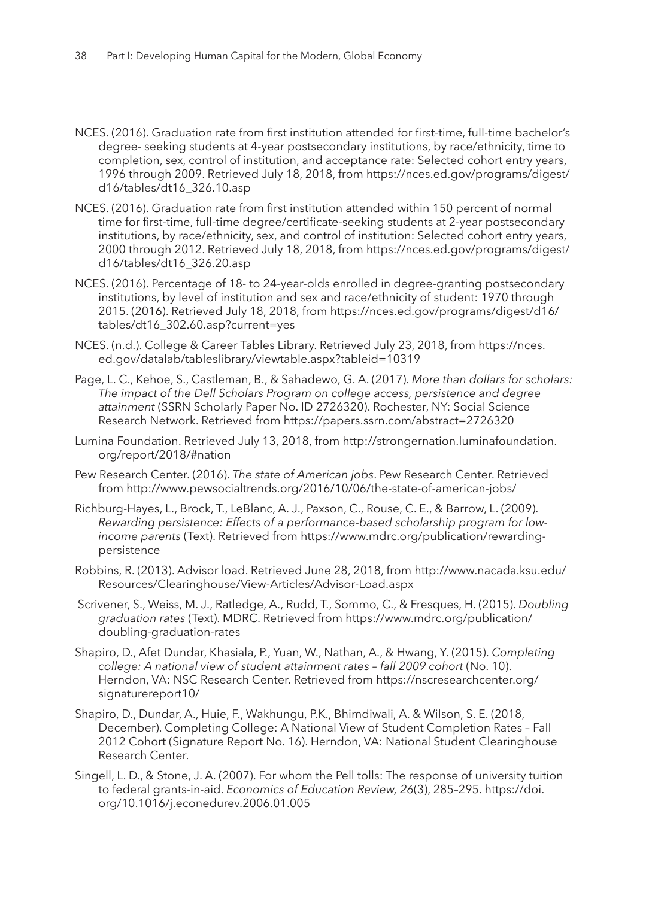NCES. (2016). Graduation rate from first institution attended for first-time, full-time bachelor's degree- seeking students at 4-year postsecondary institutions, by race/ethnicity, time to completion, sex, control of institution, and acceptance rate: Selected cohort entry years, 1996 through 2009. Retrieved July 18, 2018, from https://nces.ed.gov/programs/digest/d16/tables/dt16_326.10.asp

NCES. (2016). Graduation rate from first institution attended within 150 percent of normal time for first-time, full-time degree/certificate-seeking students at 2-year postsecondary institutions, by race/ethnicity, sex, and control of institution: Selected cohort entry years, 2000 through 2012. Retrieved July 18, 2018, from https://nces.ed.gov/programs/digest/d16/tables/dt16_326.20.asp

NCES. (2016). Percentage of 18- to 24-year-olds enrolled in degree-granting postsecondary institutions, by level of institution and sex and race/ethnicity of student: 1970 through 2015. (2016). Retrieved July 18, 2018, from https://nces.ed.gov/programs/digest/d16/tables/dt16_302.60.asp?current=yes

NCES. (n.d.). College & Career Tables Library. Retrieved July 23, 2018, from https://nces.ed.gov/datalab/tableslibrary/viewtable.aspx?tableid=10319

Page, L. C., Kehoe, S., Castleman, B., & Sahadewo, G. A. (2017). *More than dollars for scholars: The impact of the Dell Scholars Program on college access, persistence and degree attainment* (SSRN Scholarly Paper No. ID 2726320). Rochester, NY: Social Science Research Network. Retrieved from https://papers.ssrn.com/abstract=2726320

Lumina Foundation. Retrieved July 13, 2018, from http://strongernation.luminafoundation.org/report/2018/#nation

Pew Research Center. (2016). *The state of American jobs*. Pew Research Center. Retrieved from http://www.pewsocialtrends.org/2016/10/06/the-state-of-american-jobs/

Richburg-Hayes, L., Brock, T., LeBlanc, A. J., Paxson, C., Rouse, C. E., & Barrow, L. (2009). *Rewarding persistence: Effects of a performance-based scholarship program for low-income parents* (Text). Retrieved from https://www.mdrc.org/publication/rewarding-persistence

Robbins, R. (2013). Advisor load. Retrieved June 28, 2018, from http://www.nacada.ksu.edu/Resources/Clearinghouse/View-Articles/Advisor-Load.aspx

Scrivener, S., Weiss, M. J., Ratledge, A., Rudd, T., Sommo, C., & Fresques, H. (2015). *Doubling graduation rates* (Text). MDRC. Retrieved from https://www.mdrc.org/publication/doubling-graduation-rates

Shapiro, D., Afet Dundar, Khasiala, P., Yuan, W., Nathan, A., & Hwang, Y. (2015). *Completing college: A national view of student attainment rates – fall 2009 cohort* (No. 10). Herndon, VA: NSC Research Center. Retrieved from https://nscresearchcenter.org/signaturereport10/

Shapiro, D., Dundar, A., Huie, F., Wakhungu, P.K., Bhimdiwali, A. & Wilson, S. E. (2018, December). Completing College: A National View of Student Completion Rates – Fall 2012 Cohort (Signature Report No. 16). Herndon, VA: National Student Clearinghouse Research Center.

Singell, L. D., & Stone, J. A. (2007). For whom the Pell tolls: The response of university tuition to federal grants-in-aid. *Economics of Education Review, 26*(3), 285–295. https://doi.org/10.1016/j.econedurev.2006.01.005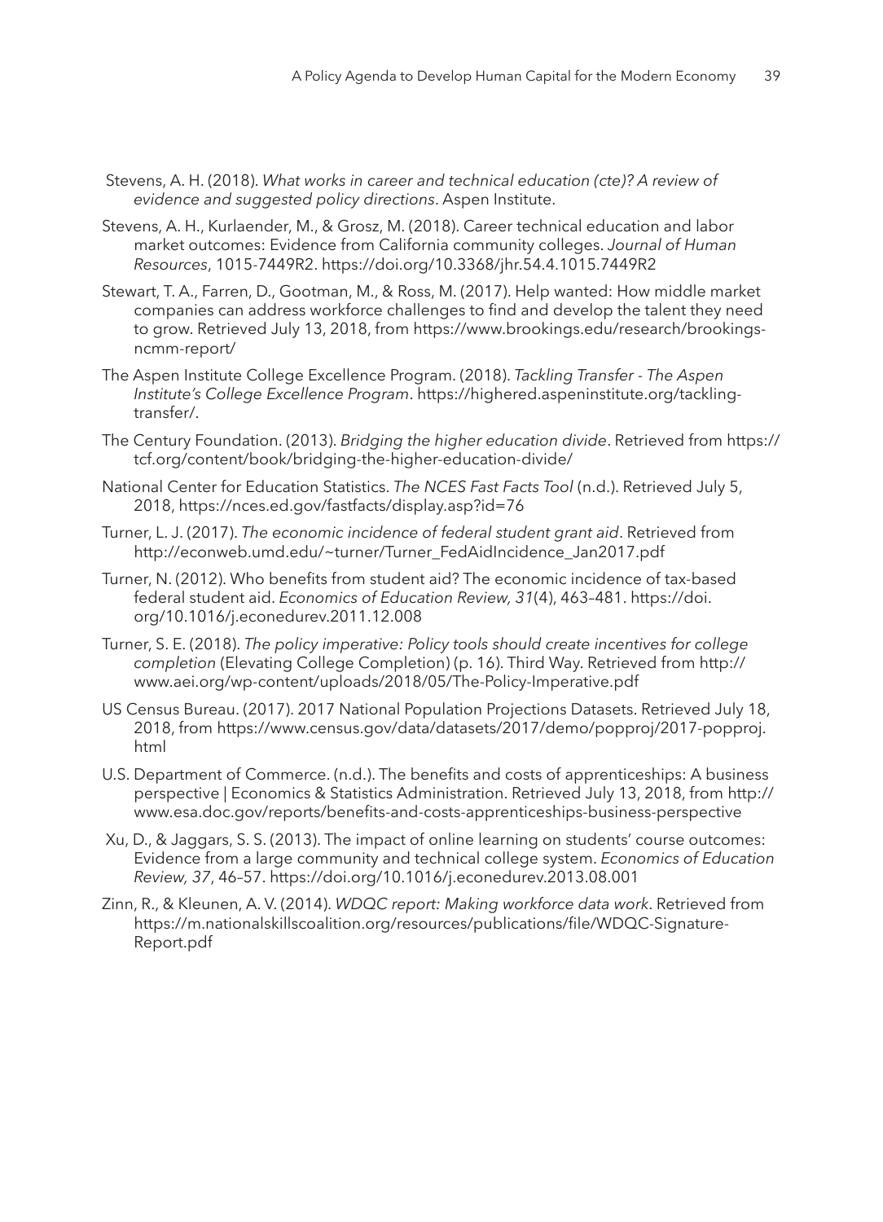Stevens, A. H. (2018). *What works in career and technical education (cte)? A review of evidence and suggested policy directions*. Aspen Institute.

Stevens, A. H., Kurlaender, M., & Grosz, M. (2018). Career technical education and labor market outcomes: Evidence from California community colleges. *Journal of Human Resources*, 1015-7449R2. https://doi.org/10.3368/jhr.54.4.1015.7449R2

Stewart, T. A., Farren, D., Gootman, M., & Ross, M. (2017). Help wanted: How middle market companies can address workforce challenges to find and develop the talent they need to grow. Retrieved July 13, 2018, from https://www.brookings.edu/research/brookings-ncmm-report/

The Aspen Institute College Excellence Program. (2018). *Tackling Transfer - The Aspen Institute's College Excellence Program*. https://highered.aspeninstitute.org/tackling-transfer/.

The Century Foundation. (2013). *Bridging the higher education divide*. Retrieved from https://tcf.org/content/book/bridging-the-higher-education-divide/

National Center for Education Statistics. *The NCES Fast Facts Tool* (n.d.). Retrieved July 5, 2018, https://nces.ed.gov/fastfacts/display.asp?id=76

Turner, L. J. (2017). *The economic incidence of federal student grant aid*. Retrieved from http://econweb.umd.edu/~turner/Turner_FedAidIncidence_Jan2017.pdf

Turner, N. (2012). Who benefits from student aid? The economic incidence of tax-based federal student aid. *Economics of Education Review, 31*(4), 463–481. https://doi.org/10.1016/j.econedurev.2011.12.008

Turner, S. E. (2018). *The policy imperative: Policy tools should create incentives for college completion* (Elevating College Completion) (p. 16). Third Way. Retrieved from http://www.aei.org/wp-content/uploads/2018/05/The-Policy-Imperative.pdf

US Census Bureau. (2017). 2017 National Population Projections Datasets. Retrieved July 18, 2018, from https://www.census.gov/data/datasets/2017/demo/popproj/2017-popproj.html

U.S. Department of Commerce. (n.d.). The benefits and costs of apprenticeships: A business perspective | Economics & Statistics Administration. Retrieved July 13, 2018, from http://www.esa.doc.gov/reports/benefits-and-costs-apprenticeships-business-perspective

Xu, D., & Jaggars, S. S. (2013). The impact of online learning on students' course outcomes: Evidence from a large community and technical college system. *Economics of Education Review, 37*, 46–57. https://doi.org/10.1016/j.econedurev.2013.08.001

Zinn, R., & Kleunen, A. V. (2014). *WDQC report: Making workforce data work*. Retrieved from https://m.nationalskillscoalition.org/resources/publications/file/WDQC-Signature-Report.pdf